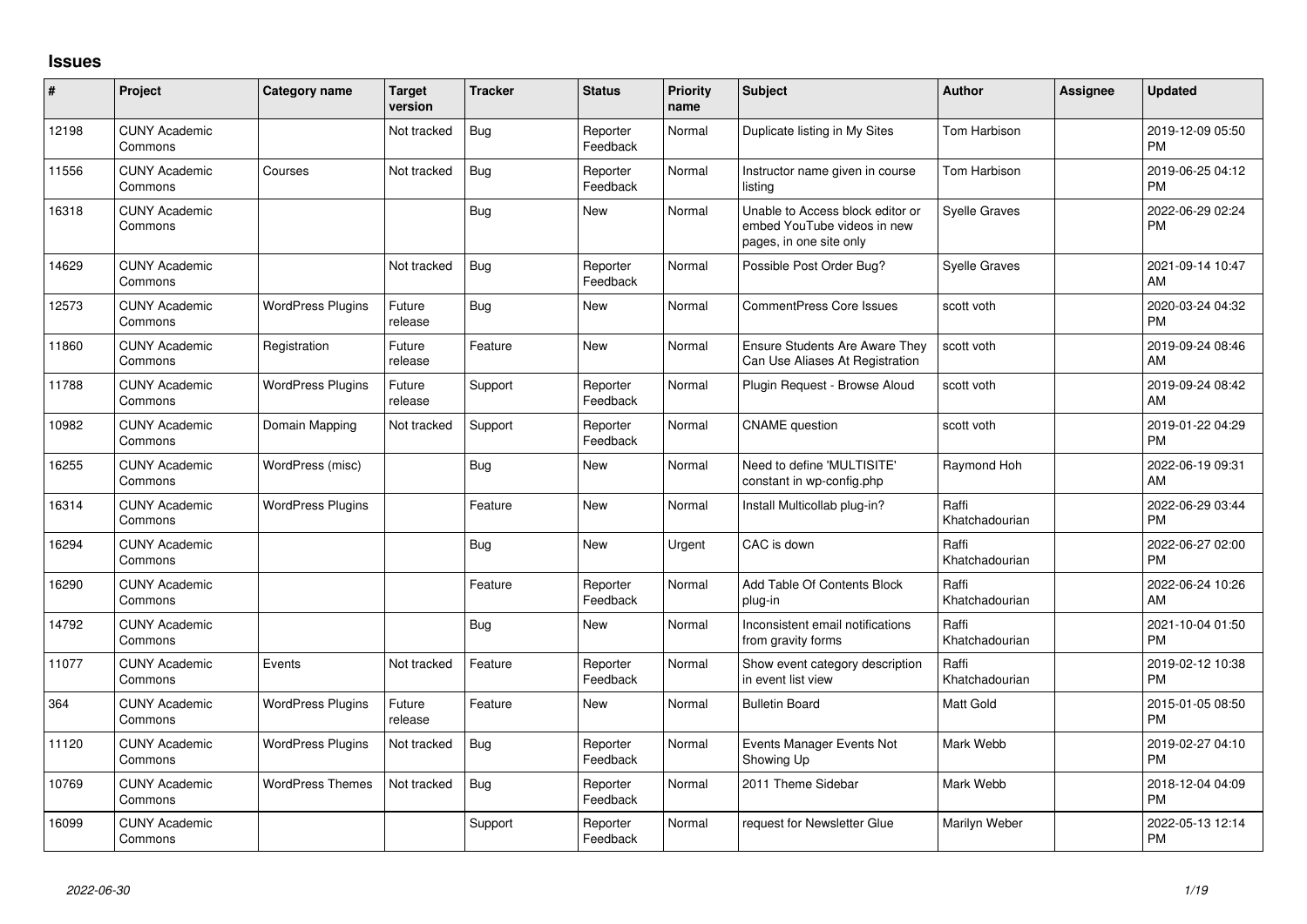# Issues

| # | Project | Category name | Target version | Tracker | Status | Priority name | Subject | Author | Assignee | Updated |
|---|---|---|---|---|---|---|---|---|---|---|
| 12198 | CUNY Academic Commons | | Not tracked | Bug | Reporter Feedback | Normal | Duplicate listing in My Sites | Tom Harbison | | 2019-12-09 05:50 PM |
| 11556 | CUNY Academic Commons | Courses | Not tracked | Bug | Reporter Feedback | Normal | Instructor name given in course listing | Tom Harbison | | 2019-06-25 04:12 PM |
| 16318 | CUNY Academic Commons | | | Bug | New | Normal | Unable to Access block editor or embed YouTube videos in new pages, in one site only | Syelle Graves | | 2022-06-29 02:24 PM |
| 14629 | CUNY Academic Commons | | Not tracked | Bug | Reporter Feedback | Normal | Possible Post Order Bug? | Syelle Graves | | 2021-09-14 10:47 AM |
| 12573 | CUNY Academic Commons | WordPress Plugins | Future release | Bug | New | Normal | CommentPress Core Issues | scott voth | | 2020-03-24 04:32 PM |
| 11860 | CUNY Academic Commons | Registration | Future release | Feature | New | Normal | Ensure Students Are Aware They Can Use Aliases At Registration | scott voth | | 2019-09-24 08:46 AM |
| 11788 | CUNY Academic Commons | WordPress Plugins | Future release | Support | Reporter Feedback | Normal | Plugin Request - Browse Aloud | scott voth | | 2019-09-24 08:42 AM |
| 10982 | CUNY Academic Commons | Domain Mapping | Not tracked | Support | Reporter Feedback | Normal | CNAME question | scott voth | | 2019-01-22 04:29 PM |
| 16255 | CUNY Academic Commons | WordPress (misc) | | Bug | New | Normal | Need to define 'MULTISITE' constant in wp-config.php | Raymond Hoh | | 2022-06-19 09:31 AM |
| 16314 | CUNY Academic Commons | WordPress Plugins | | Feature | New | Normal | Install Multicollab plug-in? | Raffi Khatchadourian | | 2022-06-29 03:44 PM |
| 16294 | CUNY Academic Commons | | | Bug | New | Urgent | CAC is down | Raffi Khatchadourian | | 2022-06-27 02:00 PM |
| 16290 | CUNY Academic Commons | | | Feature | Reporter Feedback | Normal | Add Table Of Contents Block plug-in | Raffi Khatchadourian | | 2022-06-24 10:26 AM |
| 14792 | CUNY Academic Commons | | | Bug | New | Normal | Inconsistent email notifications from gravity forms | Raffi Khatchadourian | | 2021-10-04 01:50 PM |
| 11077 | CUNY Academic Commons | Events | Not tracked | Feature | Reporter Feedback | Normal | Show event category description in event list view | Raffi Khatchadourian | | 2019-02-12 10:38 PM |
| 364 | CUNY Academic Commons | WordPress Plugins | Future release | Feature | New | Normal | Bulletin Board | Matt Gold | | 2015-01-05 08:50 PM |
| 11120 | CUNY Academic Commons | WordPress Plugins | Not tracked | Bug | Reporter Feedback | Normal | Events Manager Events Not Showing Up | Mark Webb | | 2019-02-27 04:10 PM |
| 10769 | CUNY Academic Commons | WordPress Themes | Not tracked | Bug | Reporter Feedback | Normal | 2011 Theme Sidebar | Mark Webb | | 2018-12-04 04:09 PM |
| 16099 | CUNY Academic Commons | | | Support | Reporter Feedback | Normal | request for Newsletter Glue | Marilyn Weber | | 2022-05-13 12:14 PM |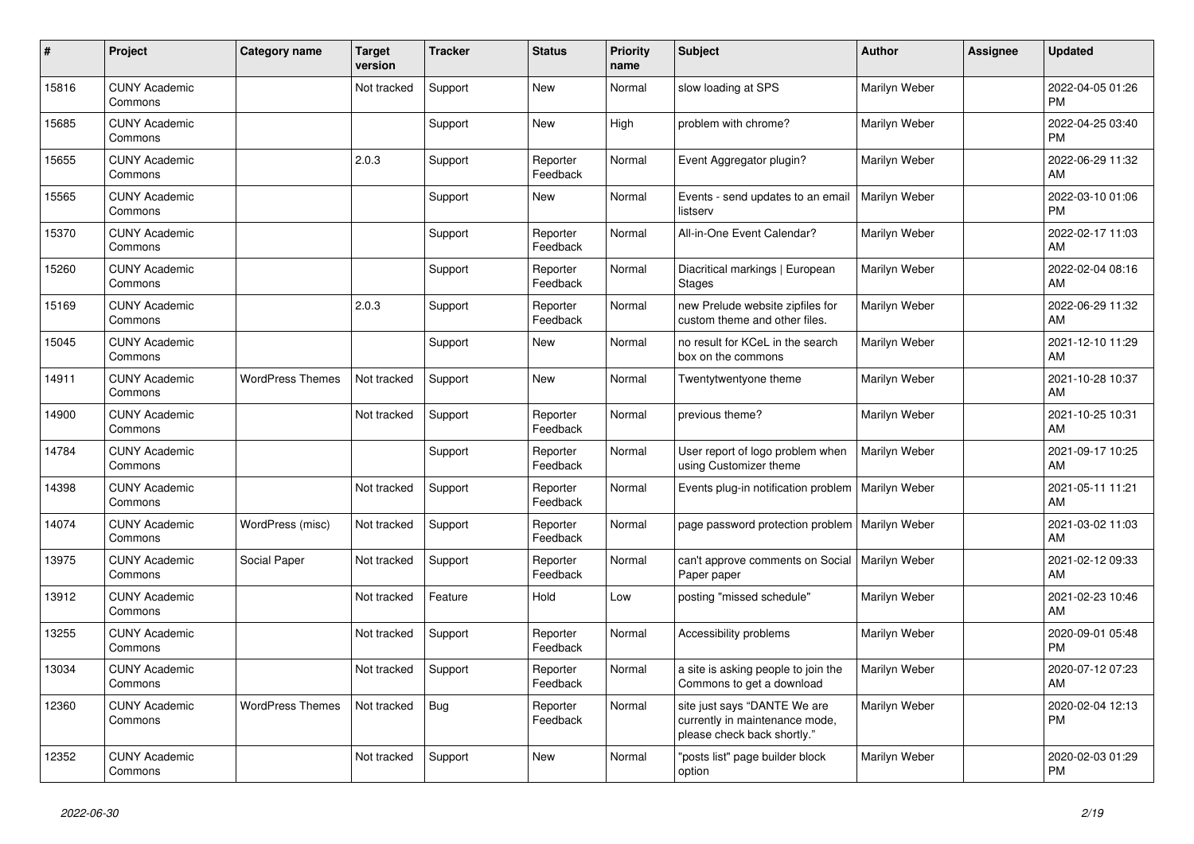| # | Project | Category name | Target version | Tracker | Status | Priority name | Subject | Author | Assignee | Updated |
|---|---|---|---|---|---|---|---|---|---|---|
| 15816 | CUNY Academic Commons | | Not tracked | Support | New | Normal | slow loading at SPS | Marilyn Weber | | 2022-04-05 01:26 PM |
| 15685 | CUNY Academic Commons | | | Support | New | High | problem with chrome? | Marilyn Weber | | 2022-04-25 03:40 PM |
| 15655 | CUNY Academic Commons | | 2.0.3 | Support | Reporter Feedback | Normal | Event Aggregator plugin? | Marilyn Weber | | 2022-06-29 11:32 AM |
| 15565 | CUNY Academic Commons | | | Support | New | Normal | Events - send updates to an email listserv | Marilyn Weber | | 2022-03-10 01:06 PM |
| 15370 | CUNY Academic Commons | | | Support | Reporter Feedback | Normal | All-in-One Event Calendar? | Marilyn Weber | | 2022-02-17 11:03 AM |
| 15260 | CUNY Academic Commons | | | Support | Reporter Feedback | Normal | Diacritical markings \| European Stages | Marilyn Weber | | 2022-02-04 08:16 AM |
| 15169 | CUNY Academic Commons | | 2.0.3 | Support | Reporter Feedback | Normal | new Prelude website zipfiles for custom theme and other files. | Marilyn Weber | | 2022-06-29 11:32 AM |
| 15045 | CUNY Academic Commons | | | Support | New | Normal | no result for KCeL in the search box on the commons | Marilyn Weber | | 2021-12-10 11:29 AM |
| 14911 | CUNY Academic Commons | WordPress Themes | Not tracked | Support | New | Normal | Twentytwentyone theme | Marilyn Weber | | 2021-10-28 10:37 AM |
| 14900 | CUNY Academic Commons | | Not tracked | Support | Reporter Feedback | Normal | previous theme? | Marilyn Weber | | 2021-10-25 10:31 AM |
| 14784 | CUNY Academic Commons | | | Support | Reporter Feedback | Normal | User report of logo problem when using Customizer theme | Marilyn Weber | | 2021-09-17 10:25 AM |
| 14398 | CUNY Academic Commons | | Not tracked | Support | Reporter Feedback | Normal | Events plug-in notification problem | Marilyn Weber | | 2021-05-11 11:21 AM |
| 14074 | CUNY Academic Commons | WordPress (misc) | Not tracked | Support | Reporter Feedback | Normal | page password protection problem | Marilyn Weber | | 2021-03-02 11:03 AM |
| 13975 | CUNY Academic Commons | Social Paper | Not tracked | Support | Reporter Feedback | Normal | can't approve comments on Social Paper paper | Marilyn Weber | | 2021-02-12 09:33 AM |
| 13912 | CUNY Academic Commons | | Not tracked | Feature | Hold | Low | posting "missed schedule" | Marilyn Weber | | 2021-02-23 10:46 AM |
| 13255 | CUNY Academic Commons | | Not tracked | Support | Reporter Feedback | Normal | Accessibility problems | Marilyn Weber | | 2020-09-01 05:48 PM |
| 13034 | CUNY Academic Commons | | Not tracked | Support | Reporter Feedback | Normal | a site is asking people to join the Commons to get a download | Marilyn Weber | | 2020-07-12 07:23 AM |
| 12360 | CUNY Academic Commons | WordPress Themes | Not tracked | Bug | Reporter Feedback | Normal | site just says "DANTE We are currently in maintenance mode, please check back shortly." | Marilyn Weber | | 2020-02-04 12:13 PM |
| 12352 | CUNY Academic Commons | | Not tracked | Support | New | Normal | "posts list" page builder block option | Marilyn Weber | | 2020-02-03 01:29 PM |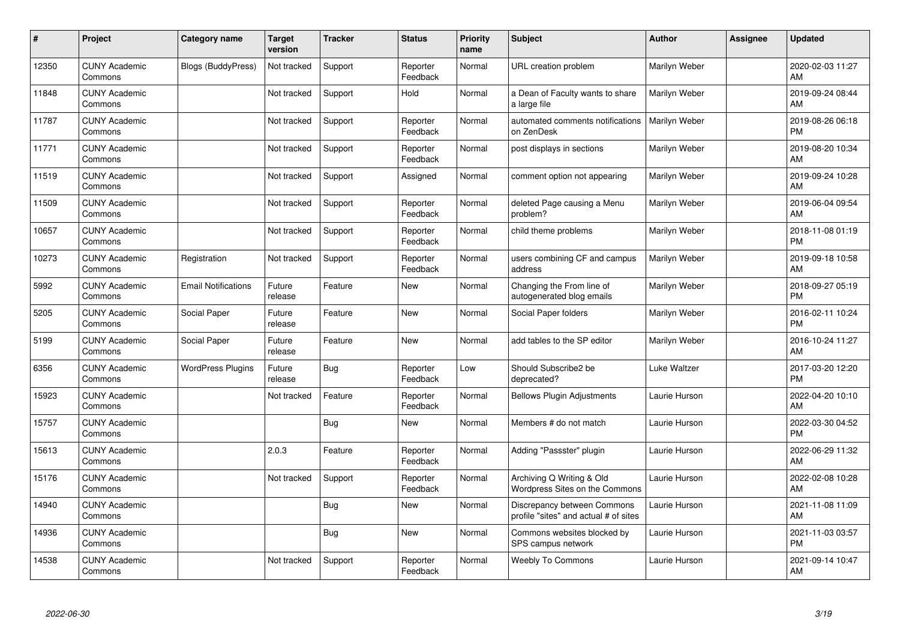| # | Project | Category name | Target version | Tracker | Status | Priority name | Subject | Author | Assignee | Updated |
|---|---|---|---|---|---|---|---|---|---|---|
| 12350 | CUNY Academic Commons | Blogs (BuddyPress) | Not tracked | Support | Reporter Feedback | Normal | URL creation problem | Marilyn Weber | | 2020-02-03 11:27 AM |
| 11848 | CUNY Academic Commons | | Not tracked | Support | Hold | Normal | a Dean of Faculty wants to share a large file | Marilyn Weber | | 2019-09-24 08:44 AM |
| 11787 | CUNY Academic Commons | | Not tracked | Support | Reporter Feedback | Normal | automated comments notifications on ZenDesk | Marilyn Weber | | 2019-08-26 06:18 PM |
| 11771 | CUNY Academic Commons | | Not tracked | Support | Reporter Feedback | Normal | post displays in sections | Marilyn Weber | | 2019-08-20 10:34 AM |
| 11519 | CUNY Academic Commons | | Not tracked | Support | Assigned | Normal | comment option not appearing | Marilyn Weber | | 2019-09-24 10:28 AM |
| 11509 | CUNY Academic Commons | | Not tracked | Support | Reporter Feedback | Normal | deleted Page causing a Menu problem? | Marilyn Weber | | 2019-06-04 09:54 AM |
| 10657 | CUNY Academic Commons | | Not tracked | Support | Reporter Feedback | Normal | child theme problems | Marilyn Weber | | 2018-11-08 01:19 PM |
| 10273 | CUNY Academic Commons | Registration | Not tracked | Support | Reporter Feedback | Normal | users combining CF and campus address | Marilyn Weber | | 2019-09-18 10:58 AM |
| 5992 | CUNY Academic Commons | Email Notifications | Future release | Feature | New | Normal | Changing the From line of autogenerated blog emails | Marilyn Weber | | 2018-09-27 05:19 PM |
| 5205 | CUNY Academic Commons | Social Paper | Future release | Feature | New | Normal | Social Paper folders | Marilyn Weber | | 2016-02-11 10:24 PM |
| 5199 | CUNY Academic Commons | Social Paper | Future release | Feature | New | Normal | add tables to the SP editor | Marilyn Weber | | 2016-10-24 11:27 AM |
| 6356 | CUNY Academic Commons | WordPress Plugins | Future release | Bug | Reporter Feedback | Low | Should Subscribe2 be deprecated? | Luke Waltzer | | 2017-03-20 12:20 PM |
| 15923 | CUNY Academic Commons | | Not tracked | Feature | Reporter Feedback | Normal | Bellows Plugin Adjustments | Laurie Hurson | | 2022-04-20 10:10 AM |
| 15757 | CUNY Academic Commons | | | Bug | New | Normal | Members # do not match | Laurie Hurson | | 2022-03-30 04:52 PM |
| 15613 | CUNY Academic Commons | | 2.0.3 | Feature | Reporter Feedback | Normal | Adding "Passster" plugin | Laurie Hurson | | 2022-06-29 11:32 AM |
| 15176 | CUNY Academic Commons | | Not tracked | Support | Reporter Feedback | Normal | Archiving Q Writing & Old Wordpress Sites on the Commons | Laurie Hurson | | 2022-02-08 10:28 AM |
| 14940 | CUNY Academic Commons | | | Bug | New | Normal | Discrepancy between Commons profile "sites" and actual # of sites | Laurie Hurson | | 2021-11-08 11:09 AM |
| 14936 | CUNY Academic Commons | | | Bug | New | Normal | Commons websites blocked by SPS campus network | Laurie Hurson | | 2021-11-03 03:57 PM |
| 14538 | CUNY Academic Commons | | Not tracked | Support | Reporter Feedback | Normal | Weebly To Commons | Laurie Hurson | | 2021-09-14 10:47 AM |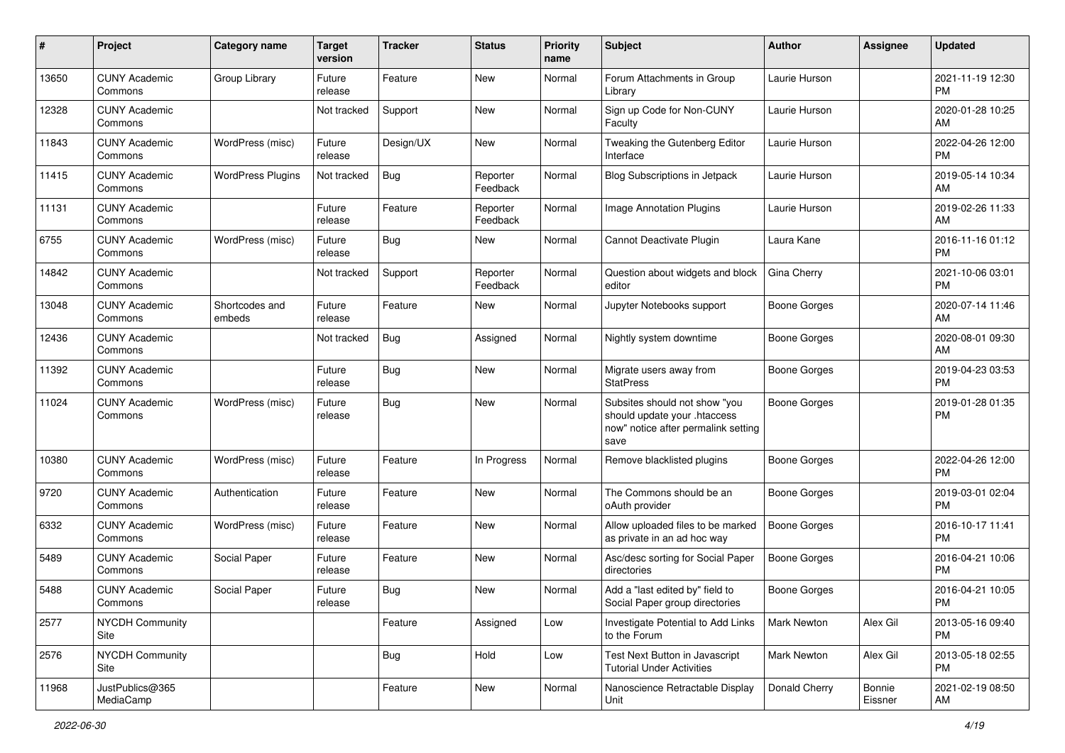| # | Project | Category name | Target version | Tracker | Status | Priority name | Subject | Author | Assignee | Updated |
|---|---|---|---|---|---|---|---|---|---|---|
| 13650 | CUNY Academic Commons | Group Library | Future release | Feature | New | Normal | Forum Attachments in Group Library | Laurie Hurson | | 2021-11-19 12:30 PM |
| 12328 | CUNY Academic Commons | | Not tracked | Support | New | Normal | Sign up Code for Non-CUNY Faculty | Laurie Hurson | | 2020-01-28 10:25 AM |
| 11843 | CUNY Academic Commons | WordPress (misc) | Future release | Design/UX | New | Normal | Tweaking the Gutenberg Editor Interface | Laurie Hurson | | 2022-04-26 12:00 PM |
| 11415 | CUNY Academic Commons | WordPress Plugins | Not tracked | Bug | Reporter Feedback | Normal | Blog Subscriptions in Jetpack | Laurie Hurson | | 2019-05-14 10:34 AM |
| 11131 | CUNY Academic Commons | | Future release | Feature | Reporter Feedback | Normal | Image Annotation Plugins | Laurie Hurson | | 2019-02-26 11:33 AM |
| 6755 | CUNY Academic Commons | WordPress (misc) | Future release | Bug | New | Normal | Cannot Deactivate Plugin | Laura Kane | | 2016-11-16 01:12 PM |
| 14842 | CUNY Academic Commons | | Not tracked | Support | Reporter Feedback | Normal | Question about widgets and block editor | Gina Cherry | | 2021-10-06 03:01 PM |
| 13048 | CUNY Academic Commons | Shortcodes and embeds | Future release | Feature | New | Normal | Jupyter Notebooks support | Boone Gorges | | 2020-07-14 11:46 AM |
| 12436 | CUNY Academic Commons | | Not tracked | Bug | Assigned | Normal | Nightly system downtime | Boone Gorges | | 2020-08-01 09:30 AM |
| 11392 | CUNY Academic Commons | | Future release | Bug | New | Normal | Migrate users away from StatPress | Boone Gorges | | 2019-04-23 03:53 PM |
| 11024 | CUNY Academic Commons | WordPress (misc) | Future release | Bug | New | Normal | Subsites should not show "you should update your .htaccess now" notice after permalink setting save | Boone Gorges | | 2019-01-28 01:35 PM |
| 10380 | CUNY Academic Commons | WordPress (misc) | Future release | Feature | In Progress | Normal | Remove blacklisted plugins | Boone Gorges | | 2022-04-26 12:00 PM |
| 9720 | CUNY Academic Commons | Authentication | Future release | Feature | New | Normal | The Commons should be an oAuth provider | Boone Gorges | | 2019-03-01 02:04 PM |
| 6332 | CUNY Academic Commons | WordPress (misc) | Future release | Feature | New | Normal | Allow uploaded files to be marked as private in an ad hoc way | Boone Gorges | | 2016-10-17 11:41 PM |
| 5489 | CUNY Academic Commons | Social Paper | Future release | Feature | New | Normal | Asc/desc sorting for Social Paper directories | Boone Gorges | | 2016-04-21 10:06 PM |
| 5488 | CUNY Academic Commons | Social Paper | Future release | Bug | New | Normal | Add a "last edited by" field to Social Paper group directories | Boone Gorges | | 2016-04-21 10:05 PM |
| 2577 | NYCDH Community Site | | | Feature | Assigned | Low | Investigate Potential to Add Links to the Forum | Mark Newton | Alex Gil | 2013-05-16 09:40 PM |
| 2576 | NYCDH Community Site | | | Bug | Hold | Low | Test Next Button in Javascript Tutorial Under Activities | Mark Newton | Alex Gil | 2013-05-18 02:55 PM |
| 11968 | JustPublics@365 MediaCamp | | | Feature | New | Normal | Nanoscience Retractable Display Unit | Donald Cherry | Bonnie Eissner | 2021-02-19 08:50 AM |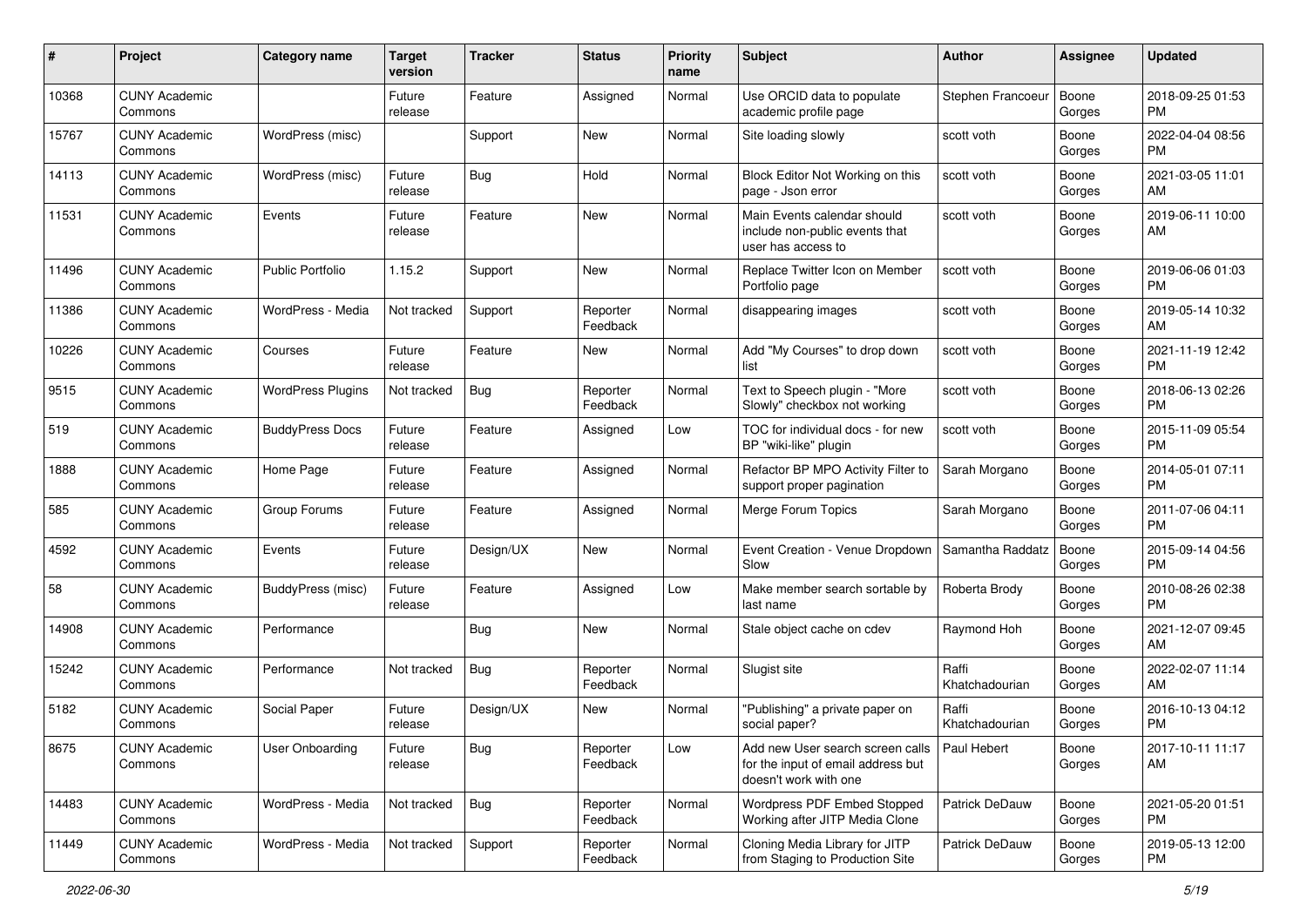| # | Project | Category name | Target version | Tracker | Status | Priority name | Subject | Author | Assignee | Updated |
|---|---|---|---|---|---|---|---|---|---|---|
| 10368 | CUNY Academic Commons | | Future release | Feature | Assigned | Normal | Use ORCID data to populate academic profile page | Stephen Francoeur | Boone Gorges | 2018-09-25 01:53 PM |
| 15767 | CUNY Academic Commons | WordPress (misc) | | Support | New | Normal | Site loading slowly | scott voth | Boone Gorges | 2022-04-04 08:56 PM |
| 14113 | CUNY Academic Commons | WordPress (misc) | Future release | Bug | Hold | Normal | Block Editor Not Working on this page - Json error | scott voth | Boone Gorges | 2021-03-05 11:01 AM |
| 11531 | CUNY Academic Commons | Events | Future release | Feature | New | Normal | Main Events calendar should include non-public events that user has access to | scott voth | Boone Gorges | 2019-06-11 10:00 AM |
| 11496 | CUNY Academic Commons | Public Portfolio | 1.15.2 | Support | New | Normal | Replace Twitter Icon on Member Portfolio page | scott voth | Boone Gorges | 2019-06-06 01:03 PM |
| 11386 | CUNY Academic Commons | WordPress - Media | Not tracked | Support | Reporter Feedback | Normal | disappearing images | scott voth | Boone Gorges | 2019-05-14 10:32 AM |
| 10226 | CUNY Academic Commons | Courses | Future release | Feature | New | Normal | Add "My Courses" to drop down list | scott voth | Boone Gorges | 2021-11-19 12:42 PM |
| 9515 | CUNY Academic Commons | WordPress Plugins | Not tracked | Bug | Reporter Feedback | Normal | Text to Speech plugin - "More Slowly" checkbox not working | scott voth | Boone Gorges | 2018-06-13 02:26 PM |
| 519 | CUNY Academic Commons | BuddyPress Docs | Future release | Feature | Assigned | Low | TOC for individual docs - for new BP "wiki-like" plugin | scott voth | Boone Gorges | 2015-11-09 05:54 PM |
| 1888 | CUNY Academic Commons | Home Page | Future release | Feature | Assigned | Normal | Refactor BP MPO Activity Filter to support proper pagination | Sarah Morgano | Boone Gorges | 2014-05-01 07:11 PM |
| 585 | CUNY Academic Commons | Group Forums | Future release | Feature | Assigned | Normal | Merge Forum Topics | Sarah Morgano | Boone Gorges | 2011-07-06 04:11 PM |
| 4592 | CUNY Academic Commons | Events | Future release | Design/UX | New | Normal | Event Creation - Venue Dropdown Slow | Samantha Raddatz | Boone Gorges | 2015-09-14 04:56 PM |
| 58 | CUNY Academic Commons | BuddyPress (misc) | Future release | Feature | Assigned | Low | Make member search sortable by last name | Roberta Brody | Boone Gorges | 2010-08-26 02:38 PM |
| 14908 | CUNY Academic Commons | Performance | | Bug | New | Normal | Stale object cache on cdev | Raymond Hoh | Boone Gorges | 2021-12-07 09:45 AM |
| 15242 | CUNY Academic Commons | Performance | Not tracked | Bug | Reporter Feedback | Normal | Slugist site | Raffi Khatchadourian | Boone Gorges | 2022-02-07 11:14 AM |
| 5182 | CUNY Academic Commons | Social Paper | Future release | Design/UX | New | Normal | "Publishing" a private paper on social paper? | Raffi Khatchadourian | Boone Gorges | 2016-10-13 04:12 PM |
| 8675 | CUNY Academic Commons | User Onboarding | Future release | Bug | Reporter Feedback | Low | Add new User search screen calls for the input of email address but doesn't work with one | Paul Hebert | Boone Gorges | 2017-10-11 11:17 AM |
| 14483 | CUNY Academic Commons | WordPress - Media | Not tracked | Bug | Reporter Feedback | Normal | Wordpress PDF Embed Stopped Working after JITP Media Clone | Patrick DeDauw | Boone Gorges | 2021-05-20 01:51 PM |
| 11449 | CUNY Academic Commons | WordPress - Media | Not tracked | Support | Reporter Feedback | Normal | Cloning Media Library for JITP from Staging to Production Site | Patrick DeDauw | Boone Gorges | 2019-05-13 12:00 PM |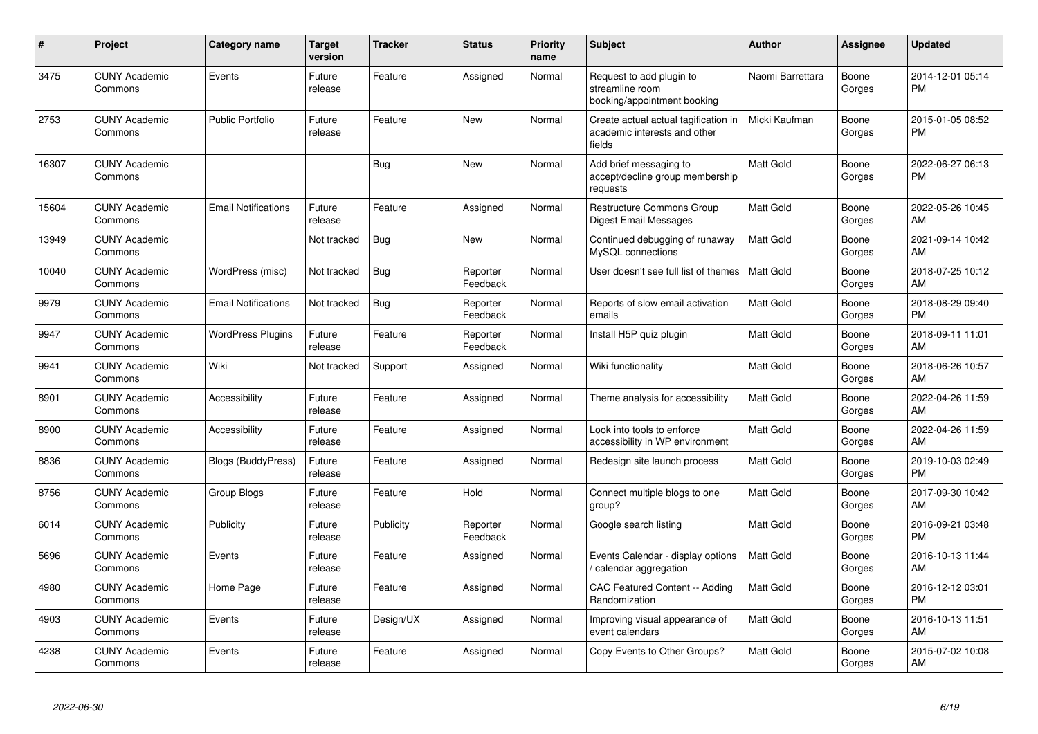| # | Project | Category name | Target version | Tracker | Status | Priority name | Subject | Author | Assignee | Updated |
|---|---|---|---|---|---|---|---|---|---|---|
| 3475 | CUNY Academic Commons | Events | Future release | Feature | Assigned | Normal | Request to add plugin to streamline room booking/appointment booking | Naomi Barrettara | Boone Gorges | 2014-12-01 05:14 PM |
| 2753 | CUNY Academic Commons | Public Portfolio | Future release | Feature | New | Normal | Create actual actual tagification in academic interests and other fields | Micki Kaufman | Boone Gorges | 2015-01-05 08:52 PM |
| 16307 | CUNY Academic Commons | | | Bug | New | Normal | Add brief messaging to accept/decline group membership requests | Matt Gold | Boone Gorges | 2022-06-27 06:13 PM |
| 15604 | CUNY Academic Commons | Email Notifications | Future release | Feature | Assigned | Normal | Restructure Commons Group Digest Email Messages | Matt Gold | Boone Gorges | 2022-05-26 10:45 AM |
| 13949 | CUNY Academic Commons | | Not tracked | Bug | New | Normal | Continued debugging of runaway MySQL connections | Matt Gold | Boone Gorges | 2021-09-14 10:42 AM |
| 10040 | CUNY Academic Commons | WordPress (misc) | Not tracked | Bug | Reporter Feedback | Normal | User doesn't see full list of themes | Matt Gold | Boone Gorges | 2018-07-25 10:12 AM |
| 9979 | CUNY Academic Commons | Email Notifications | Not tracked | Bug | Reporter Feedback | Normal | Reports of slow email activation emails | Matt Gold | Boone Gorges | 2018-08-29 09:40 PM |
| 9947 | CUNY Academic Commons | WordPress Plugins | Future release | Feature | Reporter Feedback | Normal | Install H5P quiz plugin | Matt Gold | Boone Gorges | 2018-09-11 11:01 AM |
| 9941 | CUNY Academic Commons | Wiki | Not tracked | Support | Assigned | Normal | Wiki functionality | Matt Gold | Boone Gorges | 2018-06-26 10:57 AM |
| 8901 | CUNY Academic Commons | Accessibility | Future release | Feature | Assigned | Normal | Theme analysis for accessibility | Matt Gold | Boone Gorges | 2022-04-26 11:59 AM |
| 8900 | CUNY Academic Commons | Accessibility | Future release | Feature | Assigned | Normal | Look into tools to enforce accessibility in WP environment | Matt Gold | Boone Gorges | 2022-04-26 11:59 AM |
| 8836 | CUNY Academic Commons | Blogs (BuddyPress) | Future release | Feature | Assigned | Normal | Redesign site launch process | Matt Gold | Boone Gorges | 2019-10-03 02:49 PM |
| 8756 | CUNY Academic Commons | Group Blogs | Future release | Feature | Hold | Normal | Connect multiple blogs to one group? | Matt Gold | Boone Gorges | 2017-09-30 10:42 AM |
| 6014 | CUNY Academic Commons | Publicity | Future release | Publicity | Reporter Feedback | Normal | Google search listing | Matt Gold | Boone Gorges | 2016-09-21 03:48 PM |
| 5696 | CUNY Academic Commons | Events | Future release | Feature | Assigned | Normal | Events Calendar - display options / calendar aggregation | Matt Gold | Boone Gorges | 2016-10-13 11:44 AM |
| 4980 | CUNY Academic Commons | Home Page | Future release | Feature | Assigned | Normal | CAC Featured Content -- Adding Randomization | Matt Gold | Boone Gorges | 2016-12-12 03:01 PM |
| 4903 | CUNY Academic Commons | Events | Future release | Design/UX | Assigned | Normal | Improving visual appearance of event calendars | Matt Gold | Boone Gorges | 2016-10-13 11:51 AM |
| 4238 | CUNY Academic Commons | Events | Future release | Feature | Assigned | Normal | Copy Events to Other Groups? | Matt Gold | Boone Gorges | 2015-07-02 10:08 AM |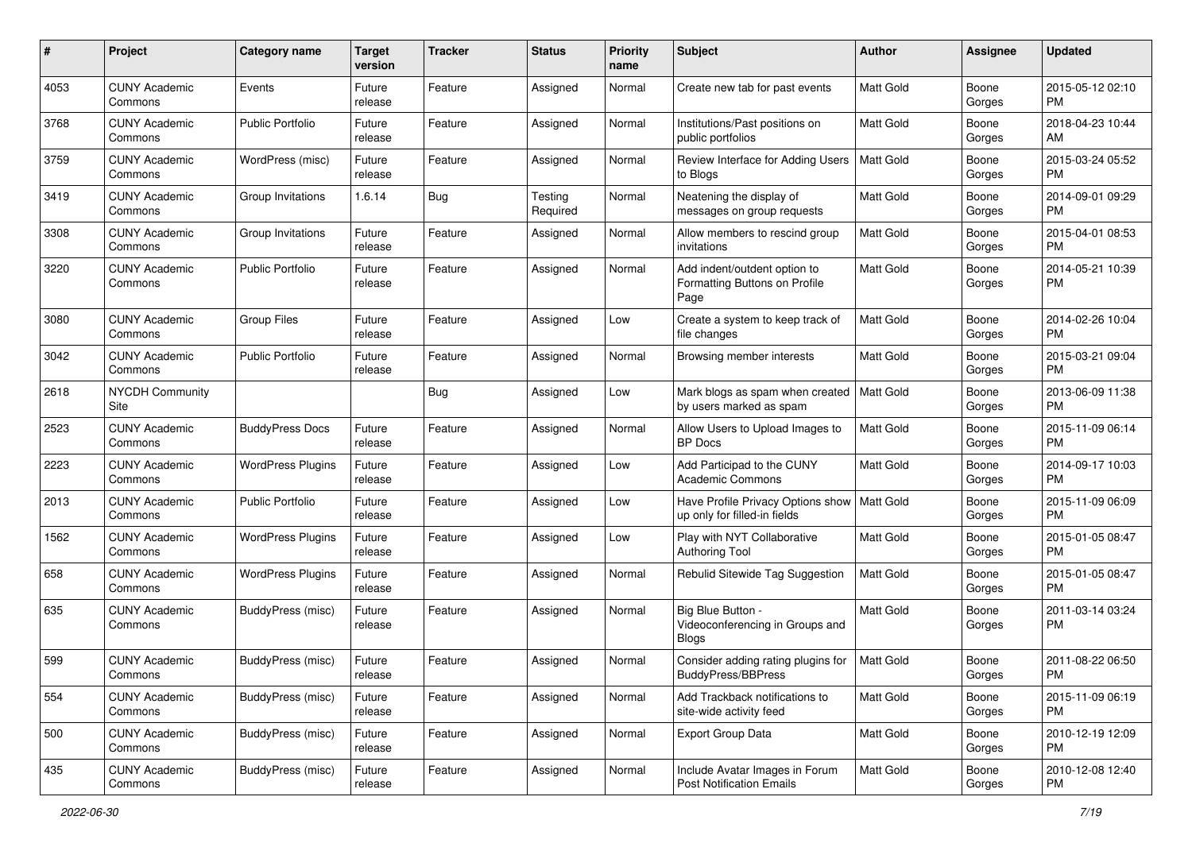| # | Project | Category name | Target version | Tracker | Status | Priority name | Subject | Author | Assignee | Updated |
|---|---|---|---|---|---|---|---|---|---|---|
| 4053 | CUNY Academic Commons | Events | Future release | Feature | Assigned | Normal | Create new tab for past events | Matt Gold | Boone Gorges | 2015-05-12 02:10 PM |
| 3768 | CUNY Academic Commons | Public Portfolio | Future release | Feature | Assigned | Normal | Institutions/Past positions on public portfolios | Matt Gold | Boone Gorges | 2018-04-23 10:44 AM |
| 3759 | CUNY Academic Commons | WordPress (misc) | Future release | Feature | Assigned | Normal | Review Interface for Adding Users to Blogs | Matt Gold | Boone Gorges | 2015-03-24 05:52 PM |
| 3419 | CUNY Academic Commons | Group Invitations | 1.6.14 | Bug | Testing Required | Normal | Neatening the display of messages on group requests | Matt Gold | Boone Gorges | 2014-09-01 09:29 PM |
| 3308 | CUNY Academic Commons | Group Invitations | Future release | Feature | Assigned | Normal | Allow members to rescind group invitations | Matt Gold | Boone Gorges | 2015-04-01 08:53 PM |
| 3220 | CUNY Academic Commons | Public Portfolio | Future release | Feature | Assigned | Normal | Add indent/outdent option to Formatting Buttons on Profile Page | Matt Gold | Boone Gorges | 2014-05-21 10:39 PM |
| 3080 | CUNY Academic Commons | Group Files | Future release | Feature | Assigned | Low | Create a system to keep track of file changes | Matt Gold | Boone Gorges | 2014-02-26 10:04 PM |
| 3042 | CUNY Academic Commons | Public Portfolio | Future release | Feature | Assigned | Normal | Browsing member interests | Matt Gold | Boone Gorges | 2015-03-21 09:04 PM |
| 2618 | NYCDH Community Site | | | Bug | Assigned | Low | Mark blogs as spam when created by users marked as spam | Matt Gold | Boone Gorges | 2013-06-09 11:38 PM |
| 2523 | CUNY Academic Commons | BuddyPress Docs | Future release | Feature | Assigned | Normal | Allow Users to Upload Images to BP Docs | Matt Gold | Boone Gorges | 2015-11-09 06:14 PM |
| 2223 | CUNY Academic Commons | WordPress Plugins | Future release | Feature | Assigned | Low | Add Participad to the CUNY Academic Commons | Matt Gold | Boone Gorges | 2014-09-17 10:03 PM |
| 2013 | CUNY Academic Commons | Public Portfolio | Future release | Feature | Assigned | Low | Have Profile Privacy Options show up only for filled-in fields | Matt Gold | Boone Gorges | 2015-11-09 06:09 PM |
| 1562 | CUNY Academic Commons | WordPress Plugins | Future release | Feature | Assigned | Low | Play with NYT Collaborative Authoring Tool | Matt Gold | Boone Gorges | 2015-01-05 08:47 PM |
| 658 | CUNY Academic Commons | WordPress Plugins | Future release | Feature | Assigned | Normal | Rebulid Sitewide Tag Suggestion | Matt Gold | Boone Gorges | 2015-01-05 08:47 PM |
| 635 | CUNY Academic Commons | BuddyPress (misc) | Future release | Feature | Assigned | Normal | Big Blue Button - Videoconferencing in Groups and Blogs | Matt Gold | Boone Gorges | 2011-03-14 03:24 PM |
| 599 | CUNY Academic Commons | BuddyPress (misc) | Future release | Feature | Assigned | Normal | Consider adding rating plugins for BuddyPress/BBPress | Matt Gold | Boone Gorges | 2011-08-22 06:50 PM |
| 554 | CUNY Academic Commons | BuddyPress (misc) | Future release | Feature | Assigned | Normal | Add Trackback notifications to site-wide activity feed | Matt Gold | Boone Gorges | 2015-11-09 06:19 PM |
| 500 | CUNY Academic Commons | BuddyPress (misc) | Future release | Feature | Assigned | Normal | Export Group Data | Matt Gold | Boone Gorges | 2010-12-19 12:09 PM |
| 435 | CUNY Academic Commons | BuddyPress (misc) | Future release | Feature | Assigned | Normal | Include Avatar Images in Forum Post Notification Emails | Matt Gold | Boone Gorges | 2010-12-08 12:40 PM |

*2022-06-30*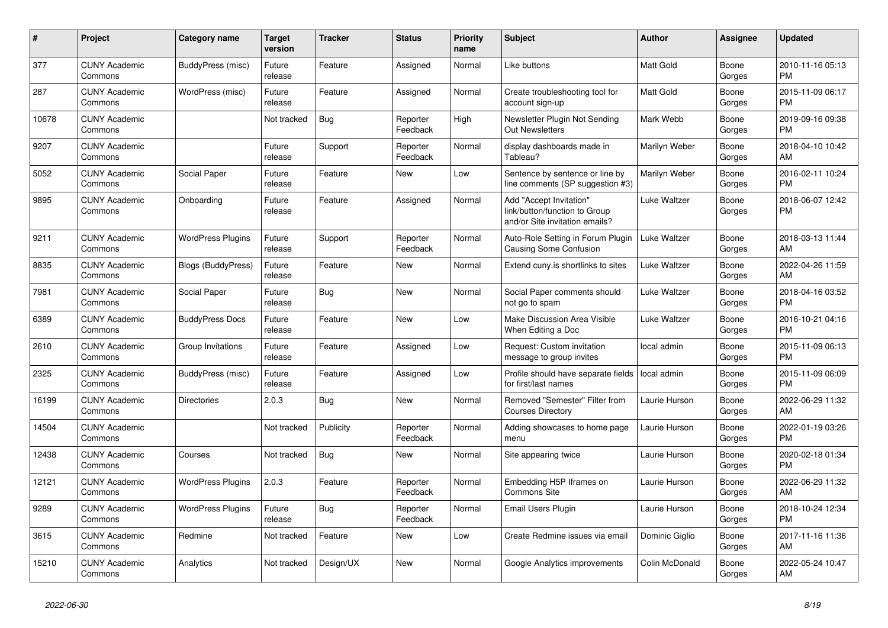| # | Project | Category name | Target version | Tracker | Status | Priority name | Subject | Author | Assignee | Updated |
|---|---|---|---|---|---|---|---|---|---|---|
| 377 | CUNY Academic Commons | BuddyPress (misc) | Future release | Feature | Assigned | Normal | Like buttons | Matt Gold | Boone Gorges | 2010-11-16 05:13 PM |
| 287 | CUNY Academic Commons | WordPress (misc) | Future release | Feature | Assigned | Normal | Create troubleshooting tool for account sign-up | Matt Gold | Boone Gorges | 2015-11-09 06:17 PM |
| 10678 | CUNY Academic Commons | | Not tracked | Bug | Reporter Feedback | High | Newsletter Plugin Not Sending Out Newsletters | Mark Webb | Boone Gorges | 2019-09-16 09:38 PM |
| 9207 | CUNY Academic Commons | | Future release | Support | Reporter Feedback | Normal | display dashboards made in Tableau? | Marilyn Weber | Boone Gorges | 2018-04-10 10:42 AM |
| 5052 | CUNY Academic Commons | Social Paper | Future release | Feature | New | Low | Sentence by sentence or line by line comments (SP suggestion #3) | Marilyn Weber | Boone Gorges | 2016-02-11 10:24 PM |
| 9895 | CUNY Academic Commons | Onboarding | Future release | Feature | Assigned | Normal | Add "Accept Invitation" link/button/function to Group and/or Site invitation emails? | Luke Waltzer | Boone Gorges | 2018-06-07 12:42 PM |
| 9211 | CUNY Academic Commons | WordPress Plugins | Future release | Support | Reporter Feedback | Normal | Auto-Role Setting in Forum Plugin Causing Some Confusion | Luke Waltzer | Boone Gorges | 2018-03-13 11:44 AM |
| 8835 | CUNY Academic Commons | Blogs (BuddyPress) | Future release | Feature | New | Normal | Extend cuny.is shortlinks to sites | Luke Waltzer | Boone Gorges | 2022-04-26 11:59 AM |
| 7981 | CUNY Academic Commons | Social Paper | Future release | Bug | New | Normal | Social Paper comments should not go to spam | Luke Waltzer | Boone Gorges | 2018-04-16 03:52 PM |
| 6389 | CUNY Academic Commons | BuddyPress Docs | Future release | Feature | New | Low | Make Discussion Area Visible When Editing a Doc | Luke Waltzer | Boone Gorges | 2016-10-21 04:16 PM |
| 2610 | CUNY Academic Commons | Group Invitations | Future release | Feature | Assigned | Low | Request: Custom invitation message to group invites | local admin | Boone Gorges | 2015-11-09 06:13 PM |
| 2325 | CUNY Academic Commons | BuddyPress (misc) | Future release | Feature | Assigned | Low | Profile should have separate fields for first/last names | local admin | Boone Gorges | 2015-11-09 06:09 PM |
| 16199 | CUNY Academic Commons | Directories | 2.0.3 | Bug | New | Normal | Removed "Semester" Filter from Courses Directory | Laurie Hurson | Boone Gorges | 2022-06-29 11:32 AM |
| 14504 | CUNY Academic Commons | | Not tracked | Publicity | Reporter Feedback | Normal | Adding showcases to home page menu | Laurie Hurson | Boone Gorges | 2022-01-19 03:26 PM |
| 12438 | CUNY Academic Commons | Courses | Not tracked | Bug | New | Normal | Site appearing twice | Laurie Hurson | Boone Gorges | 2020-02-18 01:34 PM |
| 12121 | CUNY Academic Commons | WordPress Plugins | 2.0.3 | Feature | Reporter Feedback | Normal | Embedding H5P Iframes on Commons Site | Laurie Hurson | Boone Gorges | 2022-06-29 11:32 AM |
| 9289 | CUNY Academic Commons | WordPress Plugins | Future release | Bug | Reporter Feedback | Normal | Email Users Plugin | Laurie Hurson | Boone Gorges | 2018-10-24 12:34 PM |
| 3615 | CUNY Academic Commons | Redmine | Not tracked | Feature | New | Low | Create Redmine issues via email | Dominic Giglio | Boone Gorges | 2017-11-16 11:36 AM |
| 15210 | CUNY Academic Commons | Analytics | Not tracked | Design/UX | New | Normal | Google Analytics improvements | Colin McDonald | Boone Gorges | 2022-05-24 10:47 AM |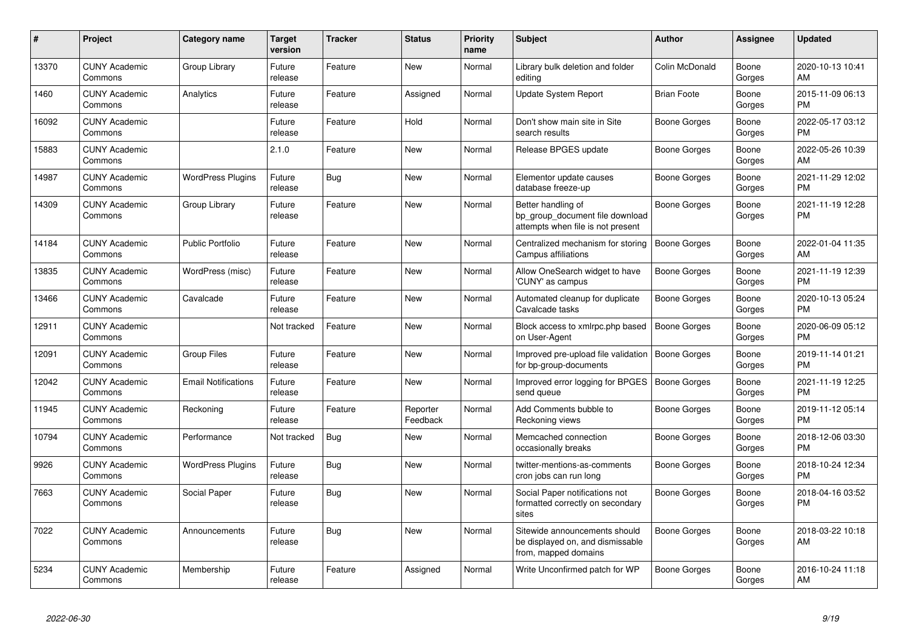| # | Project | Category name | Target version | Tracker | Status | Priority name | Subject | Author | Assignee | Updated |
|---|---|---|---|---|---|---|---|---|---|---|
| 13370 | CUNY Academic Commons | Group Library | Future release | Feature | New | Normal | Library bulk deletion and folder editing | Colin McDonald | Boone Gorges | 2020-10-13 10:41 AM |
| 1460 | CUNY Academic Commons | Analytics | Future release | Feature | Assigned | Normal | Update System Report | Brian Foote | Boone Gorges | 2015-11-09 06:13 PM |
| 16092 | CUNY Academic Commons | | Future release | Feature | Hold | Normal | Don't show main site in Site search results | Boone Gorges | Boone Gorges | 2022-05-17 03:12 PM |
| 15883 | CUNY Academic Commons | | 2.1.0 | Feature | New | Normal | Release BPGES update | Boone Gorges | Boone Gorges | 2022-05-26 10:39 AM |
| 14987 | CUNY Academic Commons | WordPress Plugins | Future release | Bug | New | Normal | Elementor update causes database freeze-up | Boone Gorges | Boone Gorges | 2021-11-29 12:02 PM |
| 14309 | CUNY Academic Commons | Group Library | Future release | Feature | New | Normal | Better handling of bp_group_document file download attempts when file is not present | Boone Gorges | Boone Gorges | 2021-11-19 12:28 PM |
| 14184 | CUNY Academic Commons | Public Portfolio | Future release | Feature | New | Normal | Centralized mechanism for storing Campus affiliations | Boone Gorges | Boone Gorges | 2022-01-04 11:35 AM |
| 13835 | CUNY Academic Commons | WordPress (misc) | Future release | Feature | New | Normal | Allow OneSearch widget to have 'CUNY' as campus | Boone Gorges | Boone Gorges | 2021-11-19 12:39 PM |
| 13466 | CUNY Academic Commons | Cavalcade | Future release | Feature | New | Normal | Automated cleanup for duplicate Cavalcade tasks | Boone Gorges | Boone Gorges | 2020-10-13 05:24 PM |
| 12911 | CUNY Academic Commons | | Not tracked | Feature | New | Normal | Block access to xmlrpc.php based on User-Agent | Boone Gorges | Boone Gorges | 2020-06-09 05:12 PM |
| 12091 | CUNY Academic Commons | Group Files | Future release | Feature | New | Normal | Improved pre-upload file validation for bp-group-documents | Boone Gorges | Boone Gorges | 2019-11-14 01:21 PM |
| 12042 | CUNY Academic Commons | Email Notifications | Future release | Feature | New | Normal | Improved error logging for BPGES send queue | Boone Gorges | Boone Gorges | 2021-11-19 12:25 PM |
| 11945 | CUNY Academic Commons | Reckoning | Future release | Feature | Reporter Feedback | Normal | Add Comments bubble to Reckoning views | Boone Gorges | Boone Gorges | 2019-11-12 05:14 PM |
| 10794 | CUNY Academic Commons | Performance | Not tracked | Bug | New | Normal | Memcached connection occasionally breaks | Boone Gorges | Boone Gorges | 2018-12-06 03:30 PM |
| 9926 | CUNY Academic Commons | WordPress Plugins | Future release | Bug | New | Normal | twitter-mentions-as-comments cron jobs can run long | Boone Gorges | Boone Gorges | 2018-10-24 12:34 PM |
| 7663 | CUNY Academic Commons | Social Paper | Future release | Bug | New | Normal | Social Paper notifications not formatted correctly on secondary sites | Boone Gorges | Boone Gorges | 2018-04-16 03:52 PM |
| 7022 | CUNY Academic Commons | Announcements | Future release | Bug | New | Normal | Sitewide announcements should be displayed on, and dismissable from, mapped domains | Boone Gorges | Boone Gorges | 2018-03-22 10:18 AM |
| 5234 | CUNY Academic Commons | Membership | Future release | Feature | Assigned | Normal | Write Unconfirmed patch for WP | Boone Gorges | Boone Gorges | 2016-10-24 11:18 AM |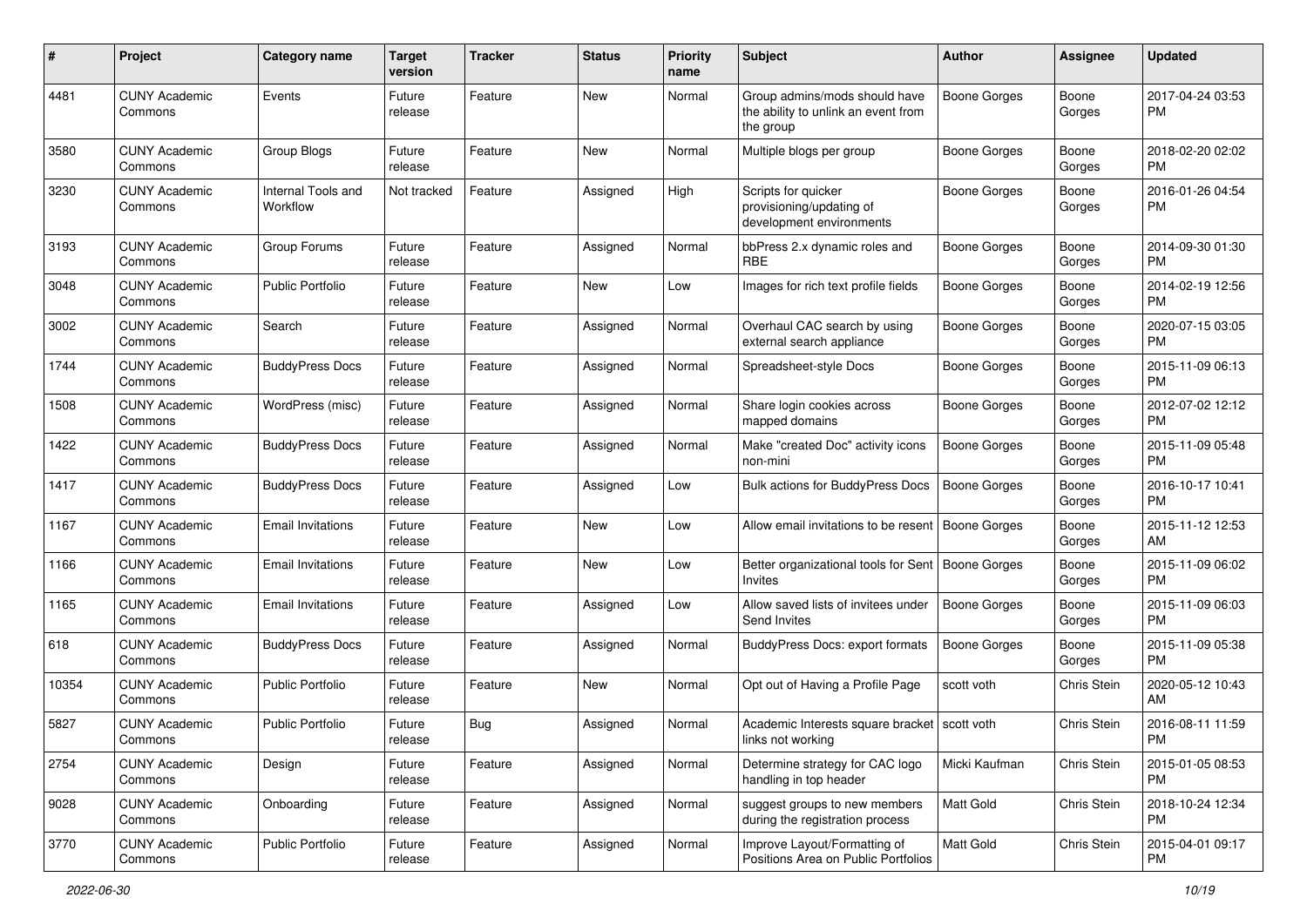| # | Project | Category name | Target version | Tracker | Status | Priority name | Subject | Author | Assignee | Updated |
|---|---|---|---|---|---|---|---|---|---|---|
| 4481 | CUNY Academic Commons | Events | Future release | Feature | New | Normal | Group admins/mods should have the ability to unlink an event from the group | Boone Gorges | Boone Gorges | 2017-04-24 03:53 PM |
| 3580 | CUNY Academic Commons | Group Blogs | Future release | Feature | New | Normal | Multiple blogs per group | Boone Gorges | Boone Gorges | 2018-02-20 02:02 PM |
| 3230 | CUNY Academic Commons | Internal Tools and Workflow | Not tracked | Feature | Assigned | High | Scripts for quicker provisioning/updating of development environments | Boone Gorges | Boone Gorges | 2016-01-26 04:54 PM |
| 3193 | CUNY Academic Commons | Group Forums | Future release | Feature | Assigned | Normal | bbPress 2.x dynamic roles and RBE | Boone Gorges | Boone Gorges | 2014-09-30 01:30 PM |
| 3048 | CUNY Academic Commons | Public Portfolio | Future release | Feature | New | Low | Images for rich text profile fields | Boone Gorges | Boone Gorges | 2014-02-19 12:56 PM |
| 3002 | CUNY Academic Commons | Search | Future release | Feature | Assigned | Normal | Overhaul CAC search by using external search appliance | Boone Gorges | Boone Gorges | 2020-07-15 03:05 PM |
| 1744 | CUNY Academic Commons | BuddyPress Docs | Future release | Feature | Assigned | Normal | Spreadsheet-style Docs | Boone Gorges | Boone Gorges | 2015-11-09 06:13 PM |
| 1508 | CUNY Academic Commons | WordPress (misc) | Future release | Feature | Assigned | Normal | Share login cookies across mapped domains | Boone Gorges | Boone Gorges | 2012-07-02 12:12 PM |
| 1422 | CUNY Academic Commons | BuddyPress Docs | Future release | Feature | Assigned | Normal | Make "created Doc" activity icons non-mini | Boone Gorges | Boone Gorges | 2015-11-09 05:48 PM |
| 1417 | CUNY Academic Commons | BuddyPress Docs | Future release | Feature | Assigned | Low | Bulk actions for BuddyPress Docs | Boone Gorges | Boone Gorges | 2016-10-17 10:41 PM |
| 1167 | CUNY Academic Commons | Email Invitations | Future release | Feature | New | Low | Allow email invitations to be resent | Boone Gorges | Boone Gorges | 2015-11-12 12:53 AM |
| 1166 | CUNY Academic Commons | Email Invitations | Future release | Feature | New | Low | Better organizational tools for Sent Invites | Boone Gorges | Boone Gorges | 2015-11-09 06:02 PM |
| 1165 | CUNY Academic Commons | Email Invitations | Future release | Feature | Assigned | Low | Allow saved lists of invitees under Send Invites | Boone Gorges | Boone Gorges | 2015-11-09 06:03 PM |
| 618 | CUNY Academic Commons | BuddyPress Docs | Future release | Feature | Assigned | Normal | BuddyPress Docs: export formats | Boone Gorges | Boone Gorges | 2015-11-09 05:38 PM |
| 10354 | CUNY Academic Commons | Public Portfolio | Future release | Feature | New | Normal | Opt out of Having a Profile Page | scott voth | Chris Stein | 2020-05-12 10:43 AM |
| 5827 | CUNY Academic Commons | Public Portfolio | Future release | Bug | Assigned | Normal | Academic Interests square bracket links not working | scott voth | Chris Stein | 2016-08-11 11:59 PM |
| 2754 | CUNY Academic Commons | Design | Future release | Feature | Assigned | Normal | Determine strategy for CAC logo handling in top header | Micki Kaufman | Chris Stein | 2015-01-05 08:53 PM |
| 9028 | CUNY Academic Commons | Onboarding | Future release | Feature | Assigned | Normal | suggest groups to new members during the registration process | Matt Gold | Chris Stein | 2018-10-24 12:34 PM |
| 3770 | CUNY Academic Commons | Public Portfolio | Future release | Feature | Assigned | Normal | Improve Layout/Formatting of Positions Area on Public Portfolios | Matt Gold | Chris Stein | 2015-04-01 09:17 PM |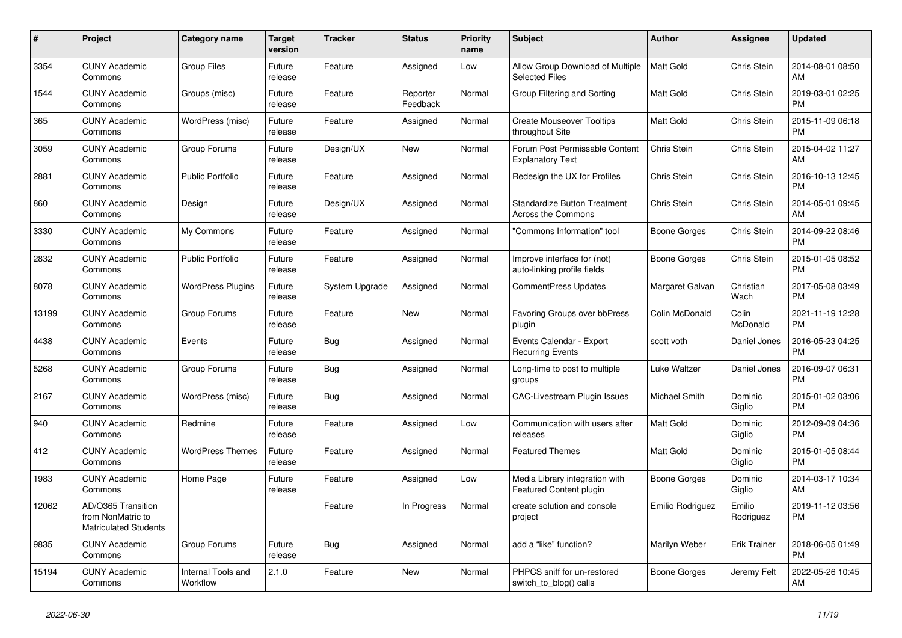| # | Project | Category name | Target version | Tracker | Status | Priority name | Subject | Author | Assignee | Updated |
|---|---|---|---|---|---|---|---|---|---|---|
| 3354 | CUNY Academic Commons | Group Files | Future release | Feature | Assigned | Low | Allow Group Download of Multiple Selected Files | Matt Gold | Chris Stein | 2014-08-01 08:50 AM |
| 1544 | CUNY Academic Commons | Groups (misc) | Future release | Feature | Reporter Feedback | Normal | Group Filtering and Sorting | Matt Gold | Chris Stein | 2019-03-01 02:25 PM |
| 365 | CUNY Academic Commons | WordPress (misc) | Future release | Feature | Assigned | Normal | Create Mouseover Tooltips throughout Site | Matt Gold | Chris Stein | 2015-11-09 06:18 PM |
| 3059 | CUNY Academic Commons | Group Forums | Future release | Design/UX | New | Normal | Forum Post Permissable Content Explanatory Text | Chris Stein | Chris Stein | 2015-04-02 11:27 AM |
| 2881 | CUNY Academic Commons | Public Portfolio | Future release | Feature | Assigned | Normal | Redesign the UX for Profiles | Chris Stein | Chris Stein | 2016-10-13 12:45 PM |
| 860 | CUNY Academic Commons | Design | Future release | Design/UX | Assigned | Normal | Standardize Button Treatment Across the Commons | Chris Stein | Chris Stein | 2014-05-01 09:45 AM |
| 3330 | CUNY Academic Commons | My Commons | Future release | Feature | Assigned | Normal | "Commons Information" tool | Boone Gorges | Chris Stein | 2014-09-22 08:46 PM |
| 2832 | CUNY Academic Commons | Public Portfolio | Future release | Feature | Assigned | Normal | Improve interface for (not) auto-linking profile fields | Boone Gorges | Chris Stein | 2015-01-05 08:52 PM |
| 8078 | CUNY Academic Commons | WordPress Plugins | Future release | System Upgrade | Assigned | Normal | CommentPress Updates | Margaret Galvan | Christian Wach | 2017-05-08 03:49 PM |
| 13199 | CUNY Academic Commons | Group Forums | Future release | Feature | New | Normal | Favoring Groups over bbPress plugin | Colin McDonald | Colin McDonald | 2021-11-19 12:28 PM |
| 4438 | CUNY Academic Commons | Events | Future release | Bug | Assigned | Normal | Events Calendar - Export Recurring Events | scott voth | Daniel Jones | 2016-05-23 04:25 PM |
| 5268 | CUNY Academic Commons | Group Forums | Future release | Bug | Assigned | Normal | Long-time to post to multiple groups | Luke Waltzer | Daniel Jones | 2016-09-07 06:31 PM |
| 2167 | CUNY Academic Commons | WordPress (misc) | Future release | Bug | Assigned | Normal | CAC-Livestream Plugin Issues | Michael Smith | Dominic Giglio | 2015-01-02 03:06 PM |
| 940 | CUNY Academic Commons | Redmine | Future release | Feature | Assigned | Low | Communication with users after releases | Matt Gold | Dominic Giglio | 2012-09-09 04:36 PM |
| 412 | CUNY Academic Commons | WordPress Themes | Future release | Feature | Assigned | Normal | Featured Themes | Matt Gold | Dominic Giglio | 2015-01-05 08:44 PM |
| 1983 | CUNY Academic Commons | Home Page | Future release | Feature | Assigned | Low | Media Library integration with Featured Content plugin | Boone Gorges | Dominic Giglio | 2014-03-17 10:34 AM |
| 12062 | AD/O365 Transition from NonMatric to Matriculated Students | | | Feature | In Progress | Normal | create solution and console project | Emilio Rodriguez | Emilio Rodriguez | 2019-11-12 03:56 PM |
| 9835 | CUNY Academic Commons | Group Forums | Future release | Bug | Assigned | Normal | add a "like" function? | Marilyn Weber | Erik Trainer | 2018-06-05 01:49 PM |
| 15194 | CUNY Academic Commons | Internal Tools and Workflow | 2.1.0 | Feature | New | Normal | PHPCS sniff for un-restored switch_to_blog() calls | Boone Gorges | Jeremy Felt | 2022-05-26 10:45 AM |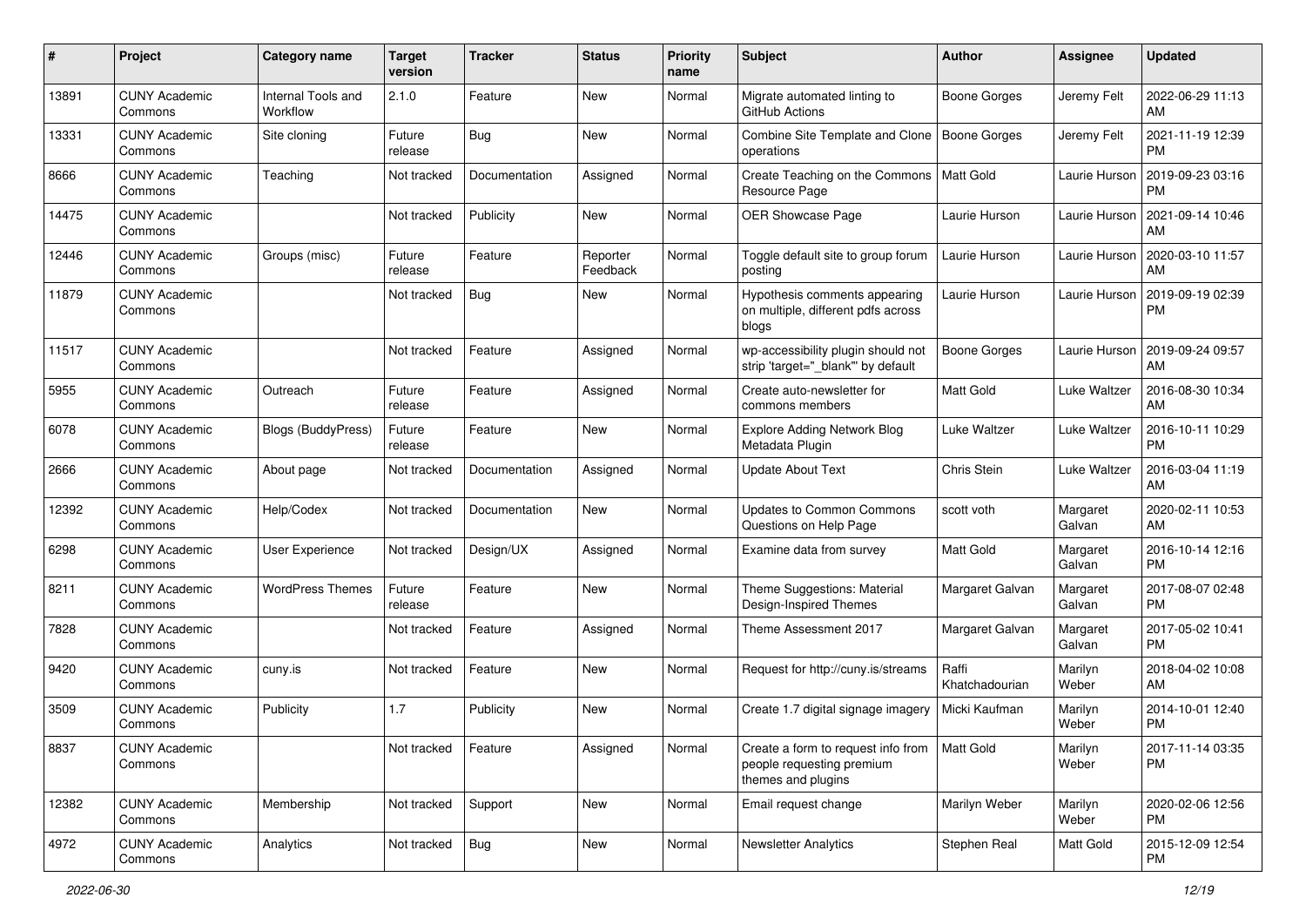| # | Project | Category name | Target version | Tracker | Status | Priority name | Subject | Author | Assignee | Updated |
|---|---|---|---|---|---|---|---|---|---|---|
| 13891 | CUNY Academic Commons | Internal Tools and Workflow | 2.1.0 | Feature | New | Normal | Migrate automated linting to GitHub Actions | Boone Gorges | Jeremy Felt | 2022-06-29 11:13 AM |
| 13331 | CUNY Academic Commons | Site cloning | Future release | Bug | New | Normal | Combine Site Template and Clone operations | Boone Gorges | Jeremy Felt | 2021-11-19 12:39 PM |
| 8666 | CUNY Academic Commons | Teaching | Not tracked | Documentation | Assigned | Normal | Create Teaching on the Commons Resource Page | Matt Gold | Laurie Hurson | 2019-09-23 03:16 PM |
| 14475 | CUNY Academic Commons | | Not tracked | Publicity | New | Normal | OER Showcase Page | Laurie Hurson | Laurie Hurson | 2021-09-14 10:46 AM |
| 12446 | CUNY Academic Commons | Groups (misc) | Future release | Feature | Reporter Feedback | Normal | Toggle default site to group forum posting | Laurie Hurson | Laurie Hurson | 2020-03-10 11:57 AM |
| 11879 | CUNY Academic Commons | | Not tracked | Bug | New | Normal | Hypothesis comments appearing on multiple, different pdfs across blogs | Laurie Hurson | Laurie Hurson | 2019-09-19 02:39 PM |
| 11517 | CUNY Academic Commons | | Not tracked | Feature | Assigned | Normal | wp-accessibility plugin should not strip 'target="_blank"' by default | Boone Gorges | Laurie Hurson | 2019-09-24 09:57 AM |
| 5955 | CUNY Academic Commons | Outreach | Future release | Feature | Assigned | Normal | Create auto-newsletter for commons members | Matt Gold | Luke Waltzer | 2016-08-30 10:34 AM |
| 6078 | CUNY Academic Commons | Blogs (BuddyPress) | Future release | Feature | New | Normal | Explore Adding Network Blog Metadata Plugin | Luke Waltzer | Luke Waltzer | 2016-10-11 10:29 PM |
| 2666 | CUNY Academic Commons | About page | Not tracked | Documentation | Assigned | Normal | Update About Text | Chris Stein | Luke Waltzer | 2016-03-04 11:19 AM |
| 12392 | CUNY Academic Commons | Help/Codex | Not tracked | Documentation | New | Normal | Updates to Common Commons Questions on Help Page | scott voth | Margaret Galvan | 2020-02-11 10:53 AM |
| 6298 | CUNY Academic Commons | User Experience | Not tracked | Design/UX | Assigned | Normal | Examine data from survey | Matt Gold | Margaret Galvan | 2016-10-14 12:16 PM |
| 8211 | CUNY Academic Commons | WordPress Themes | Future release | Feature | New | Normal | Theme Suggestions: Material Design-Inspired Themes | Margaret Galvan | Margaret Galvan | 2017-08-07 02:48 PM |
| 7828 | CUNY Academic Commons | | Not tracked | Feature | Assigned | Normal | Theme Assessment 2017 | Margaret Galvan | Margaret Galvan | 2017-05-02 10:41 PM |
| 9420 | CUNY Academic Commons | cuny.is | Not tracked | Feature | New | Normal | Request for http://cuny.is/streams | Raffi Khatchadourian | Marilyn Weber | 2018-04-02 10:08 AM |
| 3509 | CUNY Academic Commons | Publicity | 1.7 | Publicity | New | Normal | Create 1.7 digital signage imagery | Micki Kaufman | Marilyn Weber | 2014-10-01 12:40 PM |
| 8837 | CUNY Academic Commons | | Not tracked | Feature | Assigned | Normal | Create a form to request info from people requesting premium themes and plugins | Matt Gold | Marilyn Weber | 2017-11-14 03:35 PM |
| 12382 | CUNY Academic Commons | Membership | Not tracked | Support | New | Normal | Email request change | Marilyn Weber | Marilyn Weber | 2020-02-06 12:56 PM |
| 4972 | CUNY Academic Commons | Analytics | Not tracked | Bug | New | Normal | Newsletter Analytics | Stephen Real | Matt Gold | 2015-12-09 12:54 PM |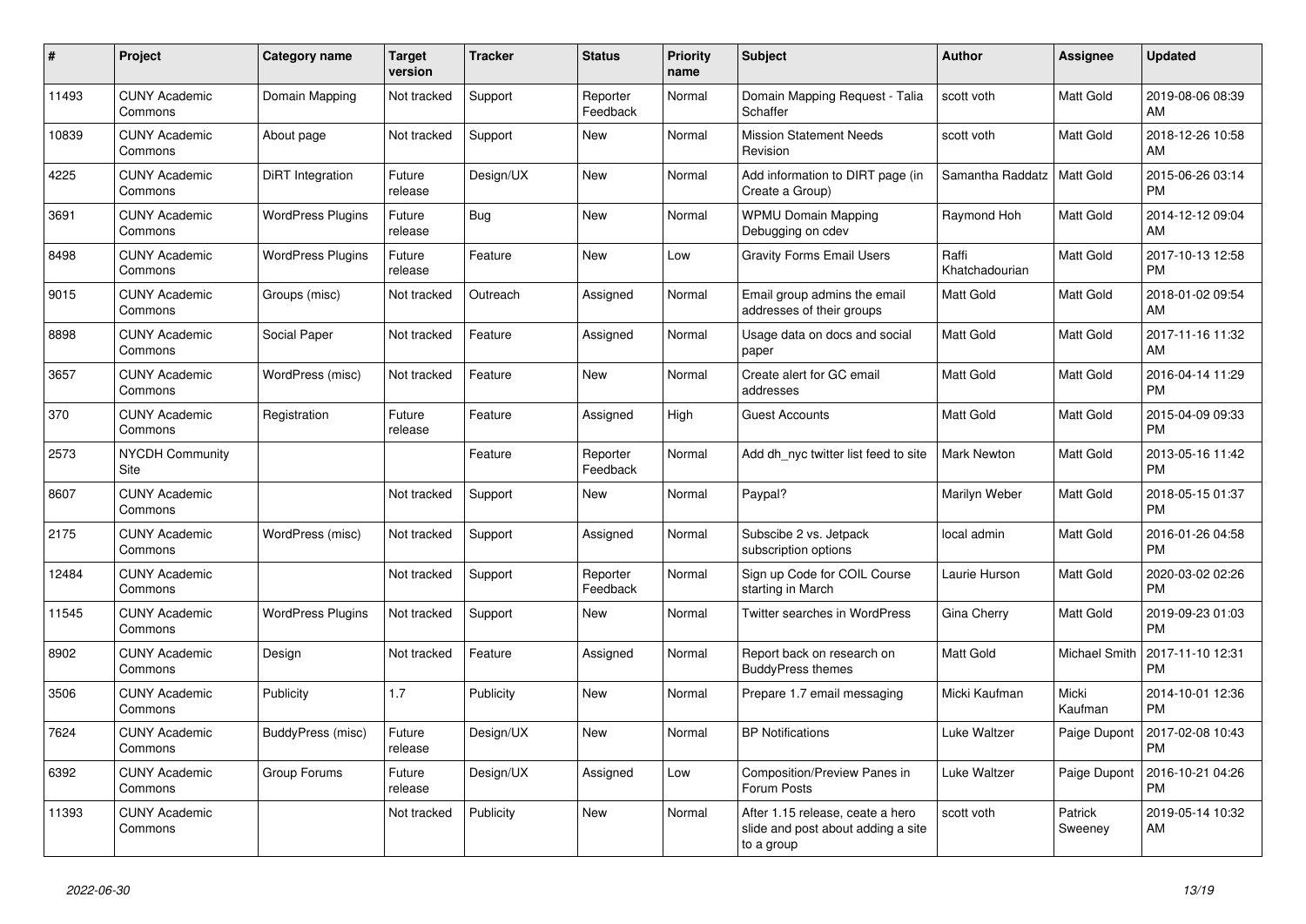| # | Project | Category name | Target version | Tracker | Status | Priority name | Subject | Author | Assignee | Updated |
|---|---|---|---|---|---|---|---|---|---|---|
| 11493 | CUNY Academic Commons | Domain Mapping | Not tracked | Support | Reporter Feedback | Normal | Domain Mapping Request - Talia Schaffer | scott voth | Matt Gold | 2019-08-06 08:39 AM |
| 10839 | CUNY Academic Commons | About page | Not tracked | Support | New | Normal | Mission Statement Needs Revision | scott voth | Matt Gold | 2018-12-26 10:58 AM |
| 4225 | CUNY Academic Commons | DiRT Integration | Future release | Design/UX | New | Normal | Add information to DIRT page (in Create a Group) | Samantha Raddatz | Matt Gold | 2015-06-26 03:14 PM |
| 3691 | CUNY Academic Commons | WordPress Plugins | Future release | Bug | New | Normal | WPMU Domain Mapping Debugging on cdev | Raymond Hoh | Matt Gold | 2014-12-12 09:04 AM |
| 8498 | CUNY Academic Commons | WordPress Plugins | Future release | Feature | New | Low | Gravity Forms Email Users | Raffi Khatchadourian | Matt Gold | 2017-10-13 12:58 PM |
| 9015 | CUNY Academic Commons | Groups (misc) | Not tracked | Outreach | Assigned | Normal | Email group admins the email addresses of their groups | Matt Gold | Matt Gold | 2018-01-02 09:54 AM |
| 8898 | CUNY Academic Commons | Social Paper | Not tracked | Feature | Assigned | Normal | Usage data on docs and social paper | Matt Gold | Matt Gold | 2017-11-16 11:32 AM |
| 3657 | CUNY Academic Commons | WordPress (misc) | Not tracked | Feature | New | Normal | Create alert for GC email addresses | Matt Gold | Matt Gold | 2016-04-14 11:29 PM |
| 370 | CUNY Academic Commons | Registration | Future release | Feature | Assigned | High | Guest Accounts | Matt Gold | Matt Gold | 2015-04-09 09:33 PM |
| 2573 | NYCDH Community Site | | | Feature | Reporter Feedback | Normal | Add dh_nyc twitter list feed to site | Mark Newton | Matt Gold | 2013-05-16 11:42 PM |
| 8607 | CUNY Academic Commons | | Not tracked | Support | New | Normal | Paypal? | Marilyn Weber | Matt Gold | 2018-05-15 01:37 PM |
| 2175 | CUNY Academic Commons | WordPress (misc) | Not tracked | Support | Assigned | Normal | Subscibe 2 vs. Jetpack subscription options | local admin | Matt Gold | 2016-01-26 04:58 PM |
| 12484 | CUNY Academic Commons | | Not tracked | Support | Reporter Feedback | Normal | Sign up Code for COIL Course starting in March | Laurie Hurson | Matt Gold | 2020-03-02 02:26 PM |
| 11545 | CUNY Academic Commons | WordPress Plugins | Not tracked | Support | New | Normal | Twitter searches in WordPress | Gina Cherry | Matt Gold | 2019-09-23 01:03 PM |
| 8902 | CUNY Academic Commons | Design | Not tracked | Feature | Assigned | Normal | Report back on research on BuddyPress themes | Matt Gold | Michael Smith | 2017-11-10 12:31 PM |
| 3506 | CUNY Academic Commons | Publicity | 1.7 | Publicity | New | Normal | Prepare 1.7 email messaging | Micki Kaufman | Micki Kaufman | 2014-10-01 12:36 PM |
| 7624 | CUNY Academic Commons | BuddyPress (misc) | Future release | Design/UX | New | Normal | BP Notifications | Luke Waltzer | Paige Dupont | 2017-02-08 10:43 PM |
| 6392 | CUNY Academic Commons | Group Forums | Future release | Design/UX | Assigned | Low | Composition/Preview Panes in Forum Posts | Luke Waltzer | Paige Dupont | 2016-10-21 04:26 PM |
| 11393 | CUNY Academic Commons | | Not tracked | Publicity | New | Normal | After 1.15 release, ceate a hero slide and post about adding a site to a group | scott voth | Patrick Sweeney | 2019-05-14 10:32 AM |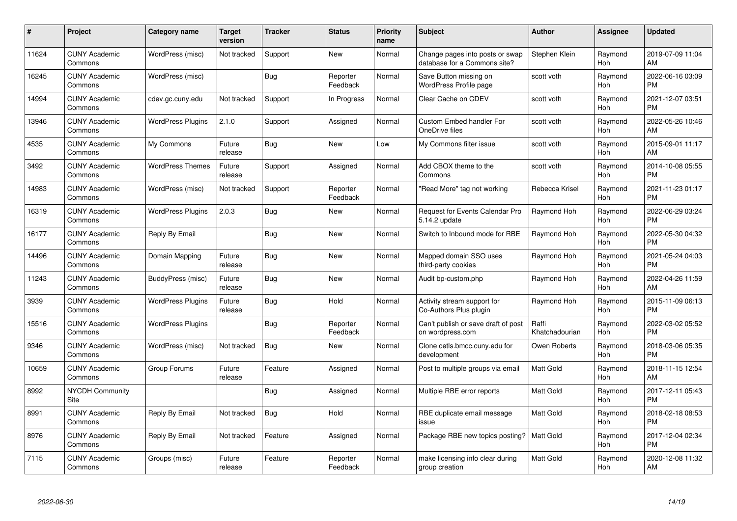| # | Project | Category name | Target version | Tracker | Status | Priority name | Subject | Author | Assignee | Updated |
|---|---|---|---|---|---|---|---|---|---|---|
| 11624 | CUNY Academic Commons | WordPress (misc) | Not tracked | Support | New | Normal | Change pages into posts or swap database for a Commons site? | Stephen Klein | Raymond Hoh | 2019-07-09 11:04 AM |
| 16245 | CUNY Academic Commons | WordPress (misc) | | Bug | Reporter Feedback | Normal | Save Button missing on WordPress Profile page | scott voth | Raymond Hoh | 2022-06-16 03:09 PM |
| 14994 | CUNY Academic Commons | cdev.gc.cuny.edu | Not tracked | Support | In Progress | Normal | Clear Cache on CDEV | scott voth | Raymond Hoh | 2021-12-07 03:51 PM |
| 13946 | CUNY Academic Commons | WordPress Plugins | 2.1.0 | Support | Assigned | Normal | Custom Embed handler For OneDrive files | scott voth | Raymond Hoh | 2022-05-26 10:46 AM |
| 4535 | CUNY Academic Commons | My Commons | Future release | Bug | New | Low | My Commons filter issue | scott voth | Raymond Hoh | 2015-09-01 11:17 AM |
| 3492 | CUNY Academic Commons | WordPress Themes | Future release | Support | Assigned | Normal | Add CBOX theme to the Commons | scott voth | Raymond Hoh | 2014-10-08 05:55 PM |
| 14983 | CUNY Academic Commons | WordPress (misc) | Not tracked | Support | Reporter Feedback | Normal | "Read More" tag not working | Rebecca Krisel | Raymond Hoh | 2021-11-23 01:17 PM |
| 16319 | CUNY Academic Commons | WordPress Plugins | 2.0.3 | Bug | New | Normal | Request for Events Calendar Pro 5.14.2 update | Raymond Hoh | Raymond Hoh | 2022-06-29 03:24 PM |
| 16177 | CUNY Academic Commons | Reply By Email | | Bug | New | Normal | Switch to Inbound mode for RBE | Raymond Hoh | Raymond Hoh | 2022-05-30 04:32 PM |
| 14496 | CUNY Academic Commons | Domain Mapping | Future release | Bug | New | Normal | Mapped domain SSO uses third-party cookies | Raymond Hoh | Raymond Hoh | 2021-05-24 04:03 PM |
| 11243 | CUNY Academic Commons | BuddyPress (misc) | Future release | Bug | New | Normal | Audit bp-custom.php | Raymond Hoh | Raymond Hoh | 2022-04-26 11:59 AM |
| 3939 | CUNY Academic Commons | WordPress Plugins | Future release | Bug | Hold | Normal | Activity stream support for Co-Authors Plus plugin | Raymond Hoh | Raymond Hoh | 2015-11-09 06:13 PM |
| 15516 | CUNY Academic Commons | WordPress Plugins | | Bug | Reporter Feedback | Normal | Can't publish or save draft of post on wordpress.com | Raffi Khatchadourian | Raymond Hoh | 2022-03-02 05:52 PM |
| 9346 | CUNY Academic Commons | WordPress (misc) | Not tracked | Bug | New | Normal | Clone cetls.bmcc.cuny.edu for development | Owen Roberts | Raymond Hoh | 2018-03-06 05:35 PM |
| 10659 | CUNY Academic Commons | Group Forums | Future release | Feature | Assigned | Normal | Post to multiple groups via email | Matt Gold | Raymond Hoh | 2018-11-15 12:54 AM |
| 8992 | NYCDH Community Site | | | Bug | Assigned | Normal | Multiple RBE error reports | Matt Gold | Raymond Hoh | 2017-12-11 05:43 PM |
| 8991 | CUNY Academic Commons | Reply By Email | Not tracked | Bug | Hold | Normal | RBE duplicate email message issue | Matt Gold | Raymond Hoh | 2018-02-18 08:53 PM |
| 8976 | CUNY Academic Commons | Reply By Email | Not tracked | Feature | Assigned | Normal | Package RBE new topics posting? | Matt Gold | Raymond Hoh | 2017-12-04 02:34 PM |
| 7115 | CUNY Academic Commons | Groups (misc) | Future release | Feature | Reporter Feedback | Normal | make licensing info clear during group creation | Matt Gold | Raymond Hoh | 2020-12-08 11:32 AM |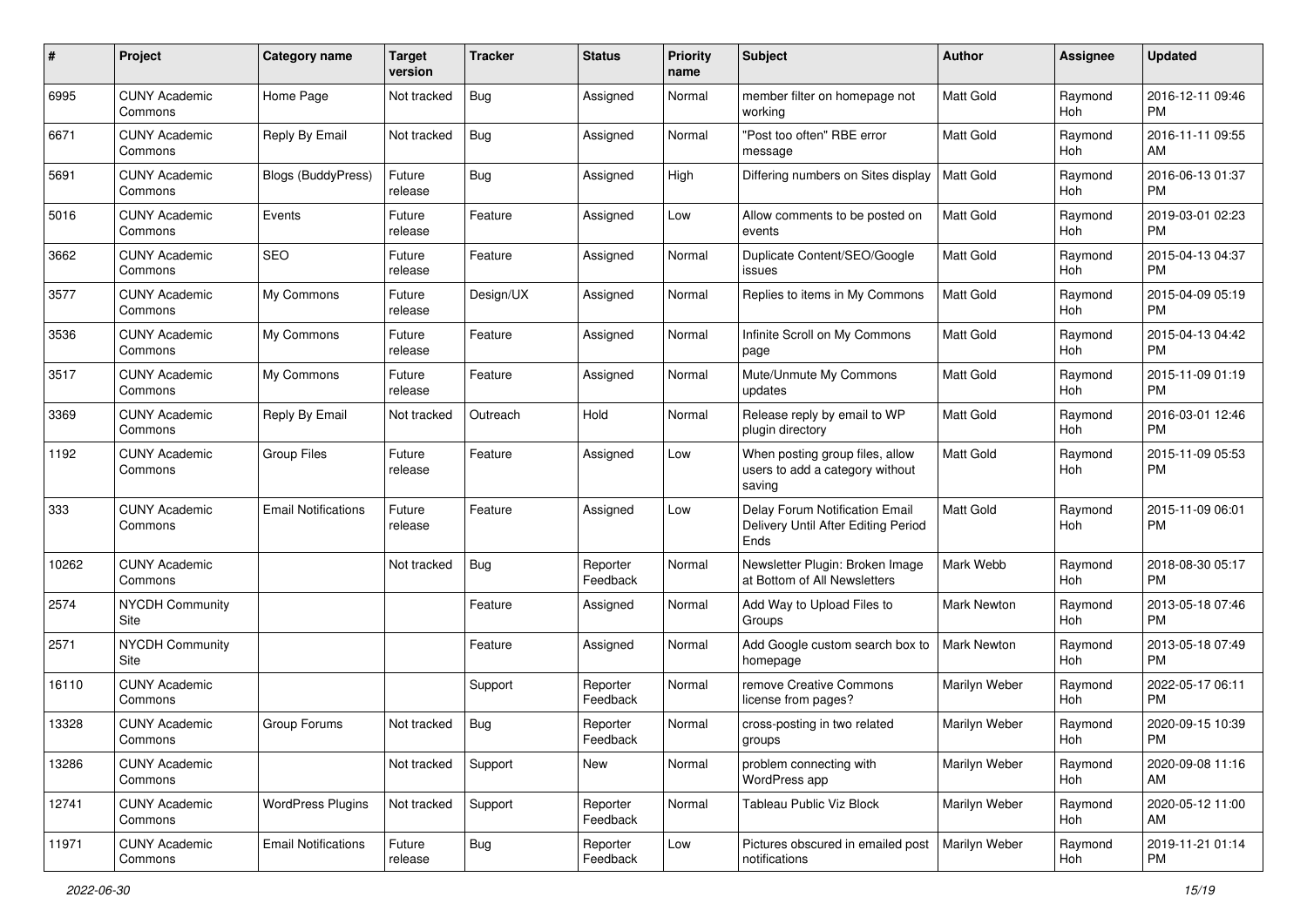| # | Project | Category name | Target version | Tracker | Status | Priority name | Subject | Author | Assignee | Updated |
|---|---|---|---|---|---|---|---|---|---|---|
| 6995 | CUNY Academic Commons | Home Page | Not tracked | Bug | Assigned | Normal | member filter on homepage not working | Matt Gold | Raymond Hoh | 2016-12-11 09:46 PM |
| 6671 | CUNY Academic Commons | Reply By Email | Not tracked | Bug | Assigned | Normal | "Post too often" RBE error message | Matt Gold | Raymond Hoh | 2016-11-11 09:55 AM |
| 5691 | CUNY Academic Commons | Blogs (BuddyPress) | Future release | Bug | Assigned | High | Differing numbers on Sites display | Matt Gold | Raymond Hoh | 2016-06-13 01:37 PM |
| 5016 | CUNY Academic Commons | Events | Future release | Feature | Assigned | Low | Allow comments to be posted on events | Matt Gold | Raymond Hoh | 2019-03-01 02:23 PM |
| 3662 | CUNY Academic Commons | SEO | Future release | Feature | Assigned | Normal | Duplicate Content/SEO/Google issues | Matt Gold | Raymond Hoh | 2015-04-13 04:37 PM |
| 3577 | CUNY Academic Commons | My Commons | Future release | Design/UX | Assigned | Normal | Replies to items in My Commons | Matt Gold | Raymond Hoh | 2015-04-09 05:19 PM |
| 3536 | CUNY Academic Commons | My Commons | Future release | Feature | Assigned | Normal | Infinite Scroll on My Commons page | Matt Gold | Raymond Hoh | 2015-04-13 04:42 PM |
| 3517 | CUNY Academic Commons | My Commons | Future release | Feature | Assigned | Normal | Mute/Unmute My Commons updates | Matt Gold | Raymond Hoh | 2015-11-09 01:19 PM |
| 3369 | CUNY Academic Commons | Reply By Email | Not tracked | Outreach | Hold | Normal | Release reply by email to WP plugin directory | Matt Gold | Raymond Hoh | 2016-03-01 12:46 PM |
| 1192 | CUNY Academic Commons | Group Files | Future release | Feature | Assigned | Low | When posting group files, allow users to add a category without saving | Matt Gold | Raymond Hoh | 2015-11-09 05:53 PM |
| 333 | CUNY Academic Commons | Email Notifications | Future release | Feature | Assigned | Low | Delay Forum Notification Email Delivery Until After Editing Period Ends | Matt Gold | Raymond Hoh | 2015-11-09 06:01 PM |
| 10262 | CUNY Academic Commons | | Not tracked | Bug | Reporter Feedback | Normal | Newsletter Plugin: Broken Image at Bottom of All Newsletters | Mark Webb | Raymond Hoh | 2018-08-30 05:17 PM |
| 2574 | NYCDH Community Site | | | Feature | Assigned | Normal | Add Way to Upload Files to Groups | Mark Newton | Raymond Hoh | 2013-05-18 07:46 PM |
| 2571 | NYCDH Community Site | | | Feature | Assigned | Normal | Add Google custom search box to homepage | Mark Newton | Raymond Hoh | 2013-05-18 07:49 PM |
| 16110 | CUNY Academic Commons | | | Support | Reporter Feedback | Normal | remove Creative Commons license from pages? | Marilyn Weber | Raymond Hoh | 2022-05-17 06:11 PM |
| 13328 | CUNY Academic Commons | Group Forums | Not tracked | Bug | Reporter Feedback | Normal | cross-posting in two related groups | Marilyn Weber | Raymond Hoh | 2020-09-15 10:39 PM |
| 13286 | CUNY Academic Commons | | Not tracked | Support | New | Normal | problem connecting with WordPress app | Marilyn Weber | Raymond Hoh | 2020-09-08 11:16 AM |
| 12741 | CUNY Academic Commons | WordPress Plugins | Not tracked | Support | Reporter Feedback | Normal | Tableau Public Viz Block | Marilyn Weber | Raymond Hoh | 2020-05-12 11:00 AM |
| 11971 | CUNY Academic Commons | Email Notifications | Future release | Bug | Reporter Feedback | Low | Pictures obscured in emailed post notifications | Marilyn Weber | Raymond Hoh | 2019-11-21 01:14 PM |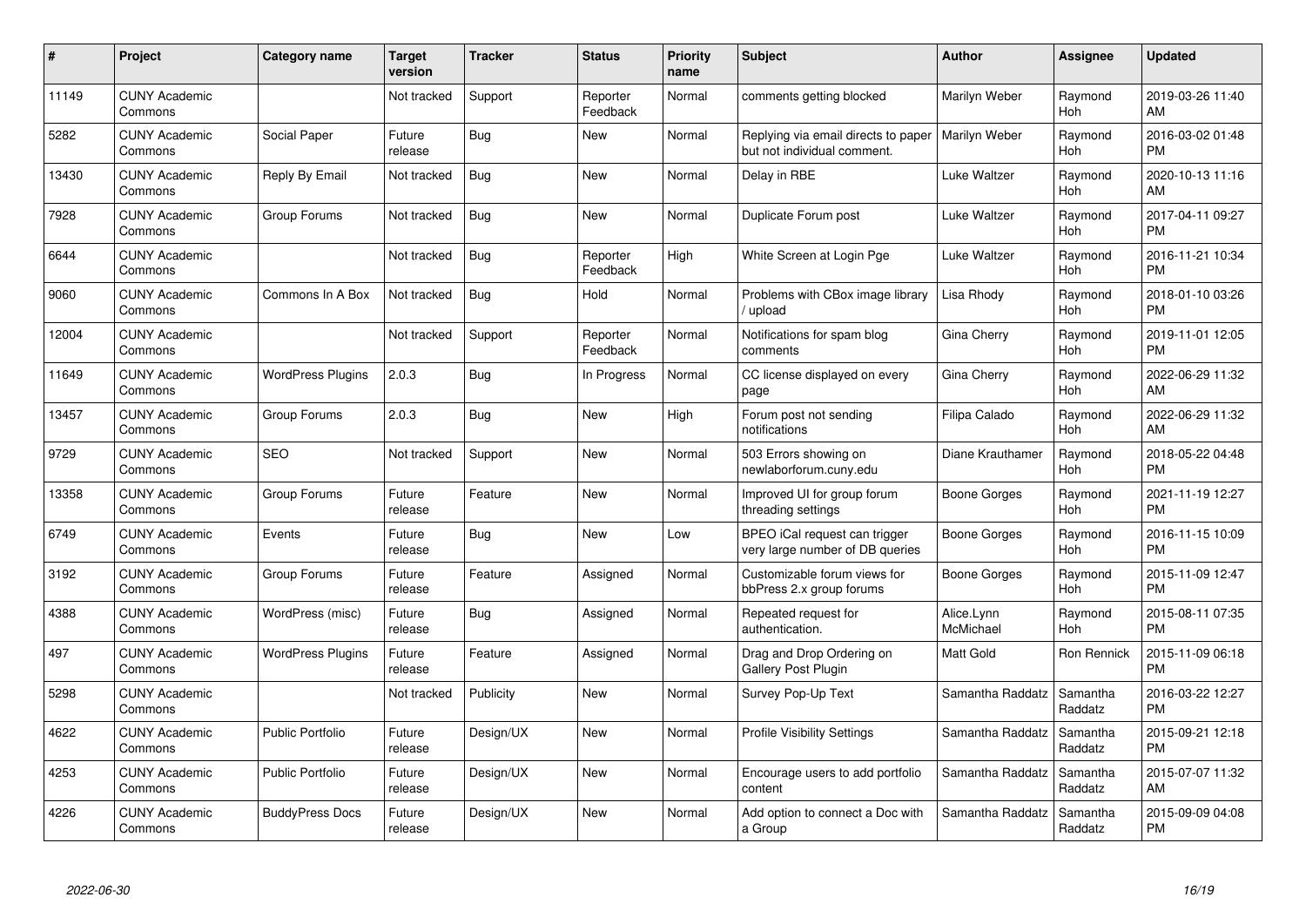| # | Project | Category name | Target version | Tracker | Status | Priority name | Subject | Author | Assignee | Updated |
|---|---|---|---|---|---|---|---|---|---|---|
| 11149 | CUNY Academic Commons | | Not tracked | Support | Reporter Feedback | Normal | comments getting blocked | Marilyn Weber | Raymond Hoh | 2019-03-26 11:40 AM |
| 5282 | CUNY Academic Commons | Social Paper | Future release | Bug | New | Normal | Replying via email directs to paper but not individual comment. | Marilyn Weber | Raymond Hoh | 2016-03-02 01:48 PM |
| 13430 | CUNY Academic Commons | Reply By Email | Not tracked | Bug | New | Normal | Delay in RBE | Luke Waltzer | Raymond Hoh | 2020-10-13 11:16 AM |
| 7928 | CUNY Academic Commons | Group Forums | Not tracked | Bug | New | Normal | Duplicate Forum post | Luke Waltzer | Raymond Hoh | 2017-04-11 09:27 PM |
| 6644 | CUNY Academic Commons | | Not tracked | Bug | Reporter Feedback | High | White Screen at Login Pge | Luke Waltzer | Raymond Hoh | 2016-11-21 10:34 PM |
| 9060 | CUNY Academic Commons | Commons In A Box | Not tracked | Bug | Hold | Normal | Problems with CBox image library / upload | Lisa Rhody | Raymond Hoh | 2018-01-10 03:26 PM |
| 12004 | CUNY Academic Commons | | Not tracked | Support | Reporter Feedback | Normal | Notifications for spam blog comments | Gina Cherry | Raymond Hoh | 2019-11-01 12:05 PM |
| 11649 | CUNY Academic Commons | WordPress Plugins | 2.0.3 | Bug | In Progress | Normal | CC license displayed on every page | Gina Cherry | Raymond Hoh | 2022-06-29 11:32 AM |
| 13457 | CUNY Academic Commons | Group Forums | 2.0.3 | Bug | New | High | Forum post not sending notifications | Filipa Calado | Raymond Hoh | 2022-06-29 11:32 AM |
| 9729 | CUNY Academic Commons | SEO | Not tracked | Support | New | Normal | 503 Errors showing on newlaborforum.cuny.edu | Diane Krauthamer | Raymond Hoh | 2018-05-22 04:48 PM |
| 13358 | CUNY Academic Commons | Group Forums | Future release | Feature | New | Normal | Improved UI for group forum threading settings | Boone Gorges | Raymond Hoh | 2021-11-19 12:27 PM |
| 6749 | CUNY Academic Commons | Events | Future release | Bug | New | Low | BPEO iCal request can trigger very large number of DB queries | Boone Gorges | Raymond Hoh | 2016-11-15 10:09 PM |
| 3192 | CUNY Academic Commons | Group Forums | Future release | Feature | Assigned | Normal | Customizable forum views for bbPress 2.x group forums | Boone Gorges | Raymond Hoh | 2015-11-09 12:47 PM |
| 4388 | CUNY Academic Commons | WordPress (misc) | Future release | Bug | Assigned | Normal | Repeated request for authentication. | Alice.Lynn McMichael | Raymond Hoh | 2015-08-11 07:35 PM |
| 497 | CUNY Academic Commons | WordPress Plugins | Future release | Feature | Assigned | Normal | Drag and Drop Ordering on Gallery Post Plugin | Matt Gold | Ron Rennick | 2015-11-09 06:18 PM |
| 5298 | CUNY Academic Commons | | Not tracked | Publicity | New | Normal | Survey Pop-Up Text | Samantha Raddatz | Samantha Raddatz | 2016-03-22 12:27 PM |
| 4622 | CUNY Academic Commons | Public Portfolio | Future release | Design/UX | New | Normal | Profile Visibility Settings | Samantha Raddatz | Samantha Raddatz | 2015-09-21 12:18 PM |
| 4253 | CUNY Academic Commons | Public Portfolio | Future release | Design/UX | New | Normal | Encourage users to add portfolio content | Samantha Raddatz | Samantha Raddatz | 2015-07-07 11:32 AM |
| 4226 | CUNY Academic Commons | BuddyPress Docs | Future release | Design/UX | New | Normal | Add option to connect a Doc with a Group | Samantha Raddatz | Samantha Raddatz | 2015-09-09 04:08 PM |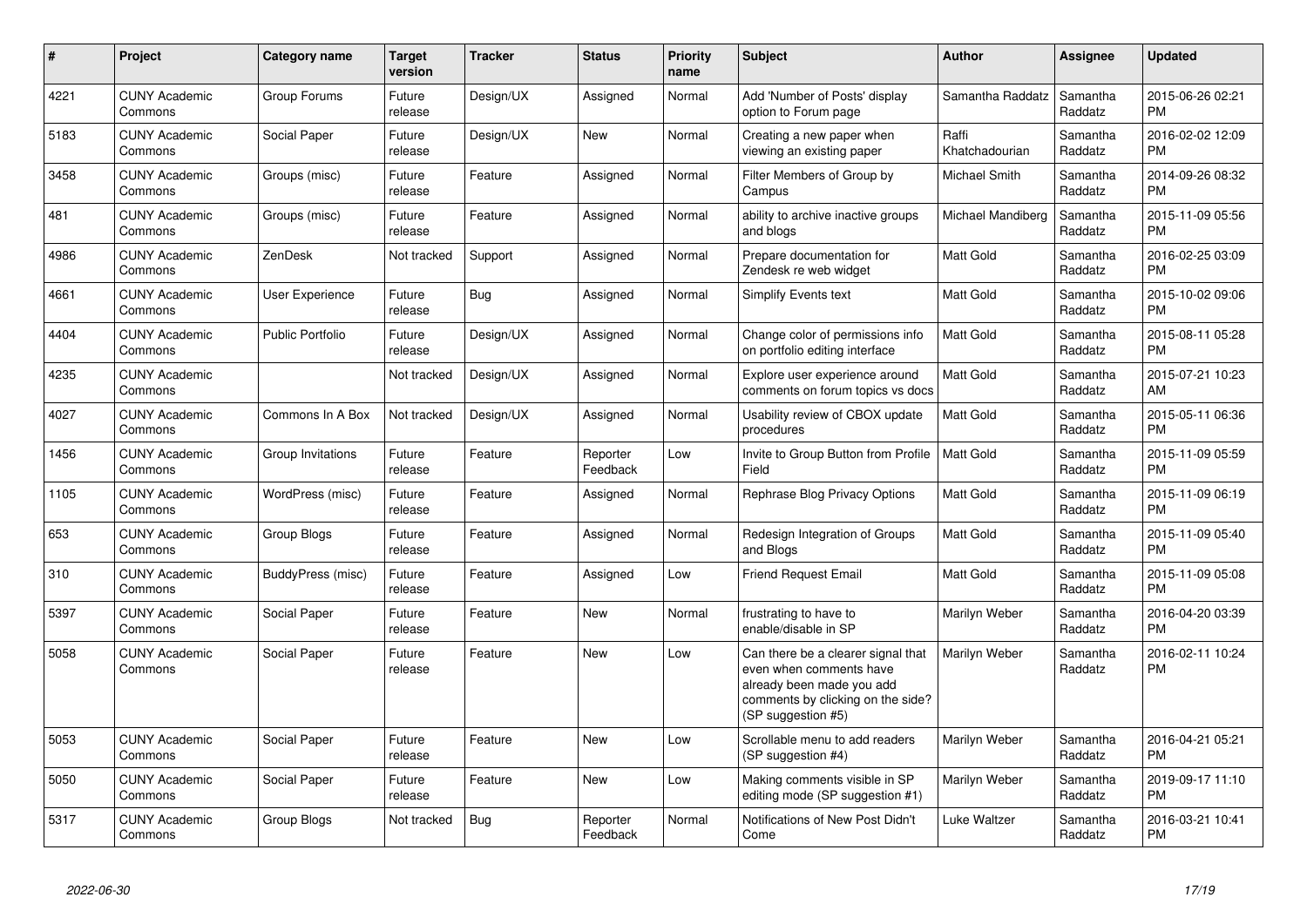| # | Project | Category name | Target version | Tracker | Status | Priority name | Subject | Author | Assignee | Updated |
|---|---|---|---|---|---|---|---|---|---|---|
| 4221 | CUNY Academic Commons | Group Forums | Future release | Design/UX | Assigned | Normal | Add 'Number of Posts' display option to Forum page | Samantha Raddatz | Samantha Raddatz | 2015-06-26 02:21 PM |
| 5183 | CUNY Academic Commons | Social Paper | Future release | Design/UX | New | Normal | Creating a new paper when viewing an existing paper | Raffi Khatchadourian | Samantha Raddatz | 2016-02-02 12:09 PM |
| 3458 | CUNY Academic Commons | Groups (misc) | Future release | Feature | Assigned | Normal | Filter Members of Group by Campus | Michael Smith | Samantha Raddatz | 2014-09-26 08:32 PM |
| 481 | CUNY Academic Commons | Groups (misc) | Future release | Feature | Assigned | Normal | ability to archive inactive groups and blogs | Michael Mandiberg | Samantha Raddatz | 2015-11-09 05:56 PM |
| 4986 | CUNY Academic Commons | ZenDesk | Not tracked | Support | Assigned | Normal | Prepare documentation for Zendesk re web widget | Matt Gold | Samantha Raddatz | 2016-02-25 03:09 PM |
| 4661 | CUNY Academic Commons | User Experience | Future release | Bug | Assigned | Normal | Simplify Events text | Matt Gold | Samantha Raddatz | 2015-10-02 09:06 PM |
| 4404 | CUNY Academic Commons | Public Portfolio | Future release | Design/UX | Assigned | Normal | Change color of permissions info on portfolio editing interface | Matt Gold | Samantha Raddatz | 2015-08-11 05:28 PM |
| 4235 | CUNY Academic Commons | | Not tracked | Design/UX | Assigned | Normal | Explore user experience around comments on forum topics vs docs | Matt Gold | Samantha Raddatz | 2015-07-21 10:23 AM |
| 4027 | CUNY Academic Commons | Commons In A Box | Not tracked | Design/UX | Assigned | Normal | Usability review of CBOX update procedures | Matt Gold | Samantha Raddatz | 2015-05-11 06:36 PM |
| 1456 | CUNY Academic Commons | Group Invitations | Future release | Feature | Reporter Feedback | Low | Invite to Group Button from Profile Field | Matt Gold | Samantha Raddatz | 2015-11-09 05:59 PM |
| 1105 | CUNY Academic Commons | WordPress (misc) | Future release | Feature | Assigned | Normal | Rephrase Blog Privacy Options | Matt Gold | Samantha Raddatz | 2015-11-09 06:19 PM |
| 653 | CUNY Academic Commons | Group Blogs | Future release | Feature | Assigned | Normal | Redesign Integration of Groups and Blogs | Matt Gold | Samantha Raddatz | 2015-11-09 05:40 PM |
| 310 | CUNY Academic Commons | BuddyPress (misc) | Future release | Feature | Assigned | Low | Friend Request Email | Matt Gold | Samantha Raddatz | 2015-11-09 05:08 PM |
| 5397 | CUNY Academic Commons | Social Paper | Future release | Feature | New | Normal | frustrating to have to enable/disable in SP | Marilyn Weber | Samantha Raddatz | 2016-04-20 03:39 PM |
| 5058 | CUNY Academic Commons | Social Paper | Future release | Feature | New | Low | Can there be a clearer signal that even when comments have already been made you add comments by clicking on the side? (SP suggestion #5) | Marilyn Weber | Samantha Raddatz | 2016-02-11 10:24 PM |
| 5053 | CUNY Academic Commons | Social Paper | Future release | Feature | New | Low | Scrollable menu to add readers (SP suggestion #4) | Marilyn Weber | Samantha Raddatz | 2016-04-21 05:21 PM |
| 5050 | CUNY Academic Commons | Social Paper | Future release | Feature | New | Low | Making comments visible in SP editing mode (SP suggestion #1) | Marilyn Weber | Samantha Raddatz | 2019-09-17 11:10 PM |
| 5317 | CUNY Academic Commons | Group Blogs | Not tracked | Bug | Reporter Feedback | Normal | Notifications of New Post Didn't Come | Luke Waltzer | Samantha Raddatz | 2016-03-21 10:41 PM |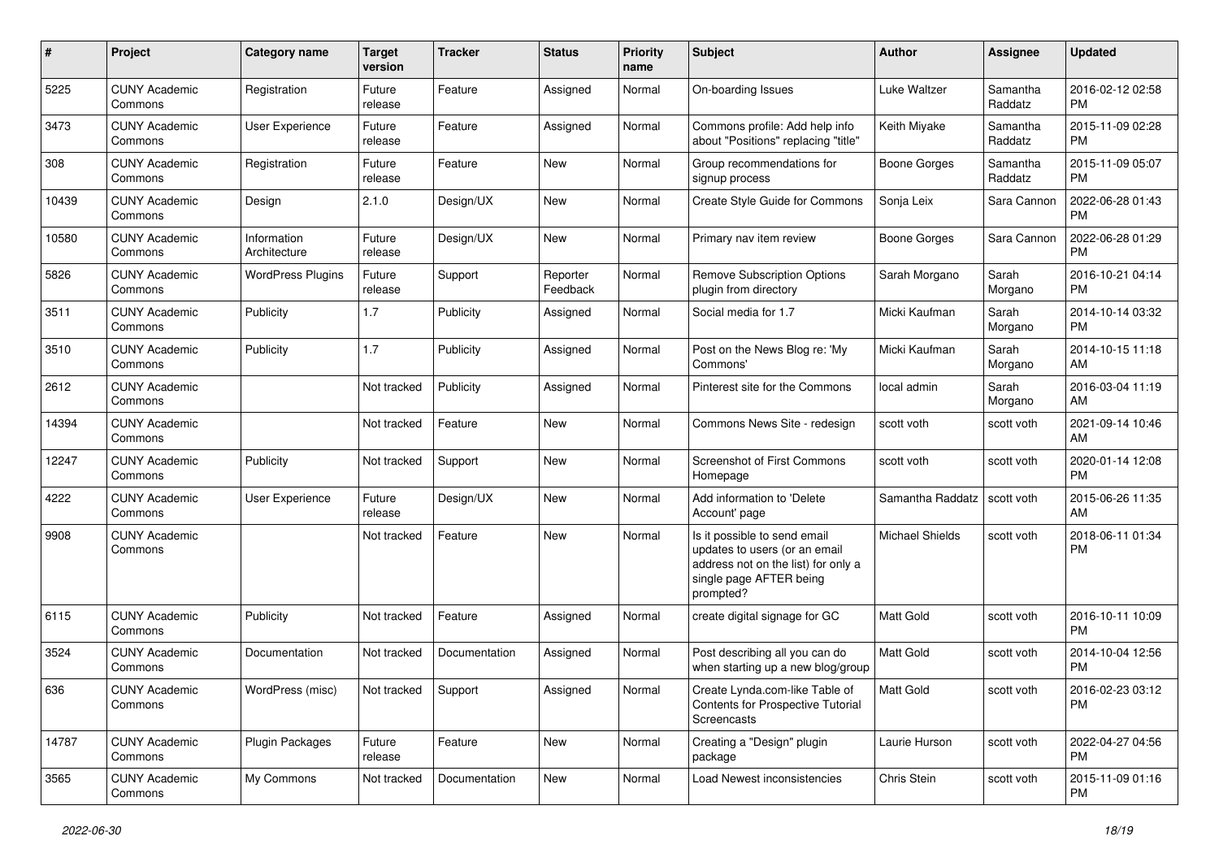| # | Project | Category name | Target version | Tracker | Status | Priority name | Subject | Author | Assignee | Updated |
|---|---|---|---|---|---|---|---|---|---|---|
| 5225 | CUNY Academic Commons | Registration | Future release | Feature | Assigned | Normal | On-boarding Issues | Luke Waltzer | Samantha Raddatz | 2016-02-12 02:58 PM |
| 3473 | CUNY Academic Commons | User Experience | Future release | Feature | Assigned | Normal | Commons profile: Add help info about "Positions" replacing "title" | Keith Miyake | Samantha Raddatz | 2015-11-09 02:28 PM |
| 308 | CUNY Academic Commons | Registration | Future release | Feature | New | Normal | Group recommendations for signup process | Boone Gorges | Samantha Raddatz | 2015-11-09 05:07 PM |
| 10439 | CUNY Academic Commons | Design | 2.1.0 | Design/UX | New | Normal | Create Style Guide for Commons | Sonja Leix | Sara Cannon | 2022-06-28 01:43 PM |
| 10580 | CUNY Academic Commons | Information Architecture | Future release | Design/UX | New | Normal | Primary nav item review | Boone Gorges | Sara Cannon | 2022-06-28 01:29 PM |
| 5826 | CUNY Academic Commons | WordPress Plugins | Future release | Support | Reporter Feedback | Normal | Remove Subscription Options plugin from directory | Sarah Morgano | Sarah Morgano | 2016-10-21 04:14 PM |
| 3511 | CUNY Academic Commons | Publicity | 1.7 | Publicity | Assigned | Normal | Social media for 1.7 | Micki Kaufman | Sarah Morgano | 2014-10-14 03:32 PM |
| 3510 | CUNY Academic Commons | Publicity | 1.7 | Publicity | Assigned | Normal | Post on the News Blog re: 'My Commons' | Micki Kaufman | Sarah Morgano | 2014-10-15 11:18 AM |
| 2612 | CUNY Academic Commons | | Not tracked | Publicity | Assigned | Normal | Pinterest site for the Commons | local admin | Sarah Morgano | 2016-03-04 11:19 AM |
| 14394 | CUNY Academic Commons | | Not tracked | Feature | New | Normal | Commons News Site - redesign | scott voth | scott voth | 2021-09-14 10:46 AM |
| 12247 | CUNY Academic Commons | Publicity | Not tracked | Support | New | Normal | Screenshot of First Commons Homepage | scott voth | scott voth | 2020-01-14 12:08 PM |
| 4222 | CUNY Academic Commons | User Experience | Future release | Design/UX | New | Normal | Add information to 'Delete Account' page | Samantha Raddatz | scott voth | 2015-06-26 11:35 AM |
| 9908 | CUNY Academic Commons | | Not tracked | Feature | New | Normal | Is it possible to send email updates to users (or an email address not on the list) for only a single page AFTER being prompted? | Michael Shields | scott voth | 2018-06-11 01:34 PM |
| 6115 | CUNY Academic Commons | Publicity | Not tracked | Feature | Assigned | Normal | create digital signage for GC | Matt Gold | scott voth | 2016-10-11 10:09 PM |
| 3524 | CUNY Academic Commons | Documentation | Not tracked | Documentation | Assigned | Normal | Post describing all you can do when starting up a new blog/group | Matt Gold | scott voth | 2014-10-04 12:56 PM |
| 636 | CUNY Academic Commons | WordPress (misc) | Not tracked | Support | Assigned | Normal | Create Lynda.com-like Table of Contents for Prospective Tutorial Screencasts | Matt Gold | scott voth | 2016-02-23 03:12 PM |
| 14787 | CUNY Academic Commons | Plugin Packages | Future release | Feature | New | Normal | Creating a "Design" plugin package | Laurie Hurson | scott voth | 2022-04-27 04:56 PM |
| 3565 | CUNY Academic Commons | My Commons | Not tracked | Documentation | New | Normal | Load Newest inconsistencies | Chris Stein | scott voth | 2015-11-09 01:16 PM |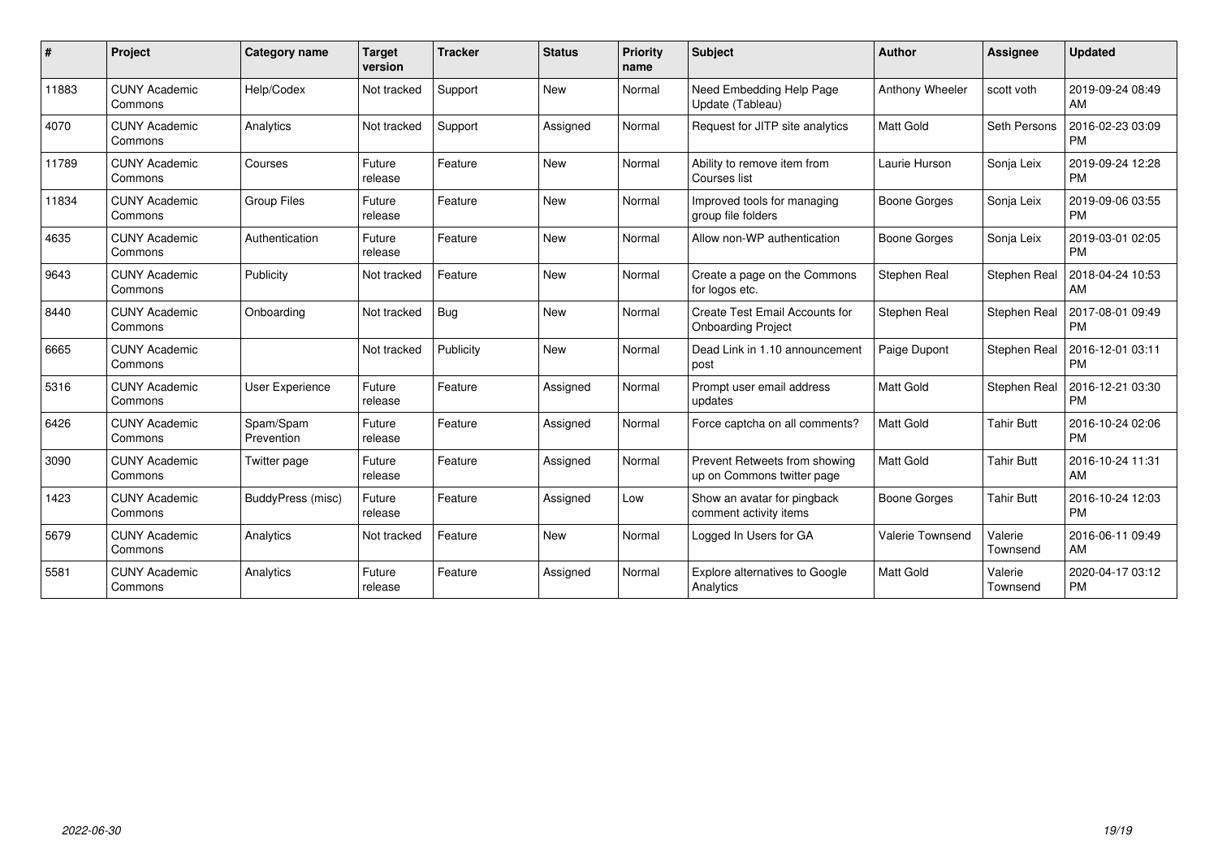| # | Project | Category name | Target version | Tracker | Status | Priority name | Subject | Author | Assignee | Updated |
|---|---|---|---|---|---|---|---|---|---|---|
| 11883 | CUNY Academic Commons | Help/Codex | Not tracked | Support | New | Normal | Need Embedding Help Page Update (Tableau) | Anthony Wheeler | scott voth | 2019-09-24 08:49 AM |
| 4070 | CUNY Academic Commons | Analytics | Not tracked | Support | Assigned | Normal | Request for JITP site analytics | Matt Gold | Seth Persons | 2016-02-23 03:09 PM |
| 11789 | CUNY Academic Commons | Courses | Future release | Feature | New | Normal | Ability to remove item from Courses list | Laurie Hurson | Sonja Leix | 2019-09-24 12:28 PM |
| 11834 | CUNY Academic Commons | Group Files | Future release | Feature | New | Normal | Improved tools for managing group file folders | Boone Gorges | Sonja Leix | 2019-09-06 03:55 PM |
| 4635 | CUNY Academic Commons | Authentication | Future release | Feature | New | Normal | Allow non-WP authentication | Boone Gorges | Sonja Leix | 2019-03-01 02:05 PM |
| 9643 | CUNY Academic Commons | Publicity | Not tracked | Feature | New | Normal | Create a page on the Commons for logos etc. | Stephen Real | Stephen Real | 2018-04-24 10:53 AM |
| 8440 | CUNY Academic Commons | Onboarding | Not tracked | Bug | New | Normal | Create Test Email Accounts for Onboarding Project | Stephen Real | Stephen Real | 2017-08-01 09:49 PM |
| 6665 | CUNY Academic Commons | | Not tracked | Publicity | New | Normal | Dead Link in 1.10 announcement post | Paige Dupont | Stephen Real | 2016-12-01 03:11 PM |
| 5316 | CUNY Academic Commons | User Experience | Future release | Feature | Assigned | Normal | Prompt user email address updates | Matt Gold | Stephen Real | 2016-12-21 03:30 PM |
| 6426 | CUNY Academic Commons | Spam/Spam Prevention | Future release | Feature | Assigned | Normal | Force captcha on all comments? | Matt Gold | Tahir Butt | 2016-10-24 02:06 PM |
| 3090 | CUNY Academic Commons | Twitter page | Future release | Feature | Assigned | Normal | Prevent Retweets from showing up on Commons twitter page | Matt Gold | Tahir Butt | 2016-10-24 11:31 AM |
| 1423 | CUNY Academic Commons | BuddyPress (misc) | Future release | Feature | Assigned | Low | Show an avatar for pingback comment activity items | Boone Gorges | Tahir Butt | 2016-10-24 12:03 PM |
| 5679 | CUNY Academic Commons | Analytics | Not tracked | Feature | New | Normal | Logged In Users for GA | Valerie Townsend | Valerie Townsend | 2016-06-11 09:49 AM |
| 5581 | CUNY Academic Commons | Analytics | Future release | Feature | Assigned | Normal | Explore alternatives to Google Analytics | Matt Gold | Valerie Townsend | 2020-04-17 03:12 PM |